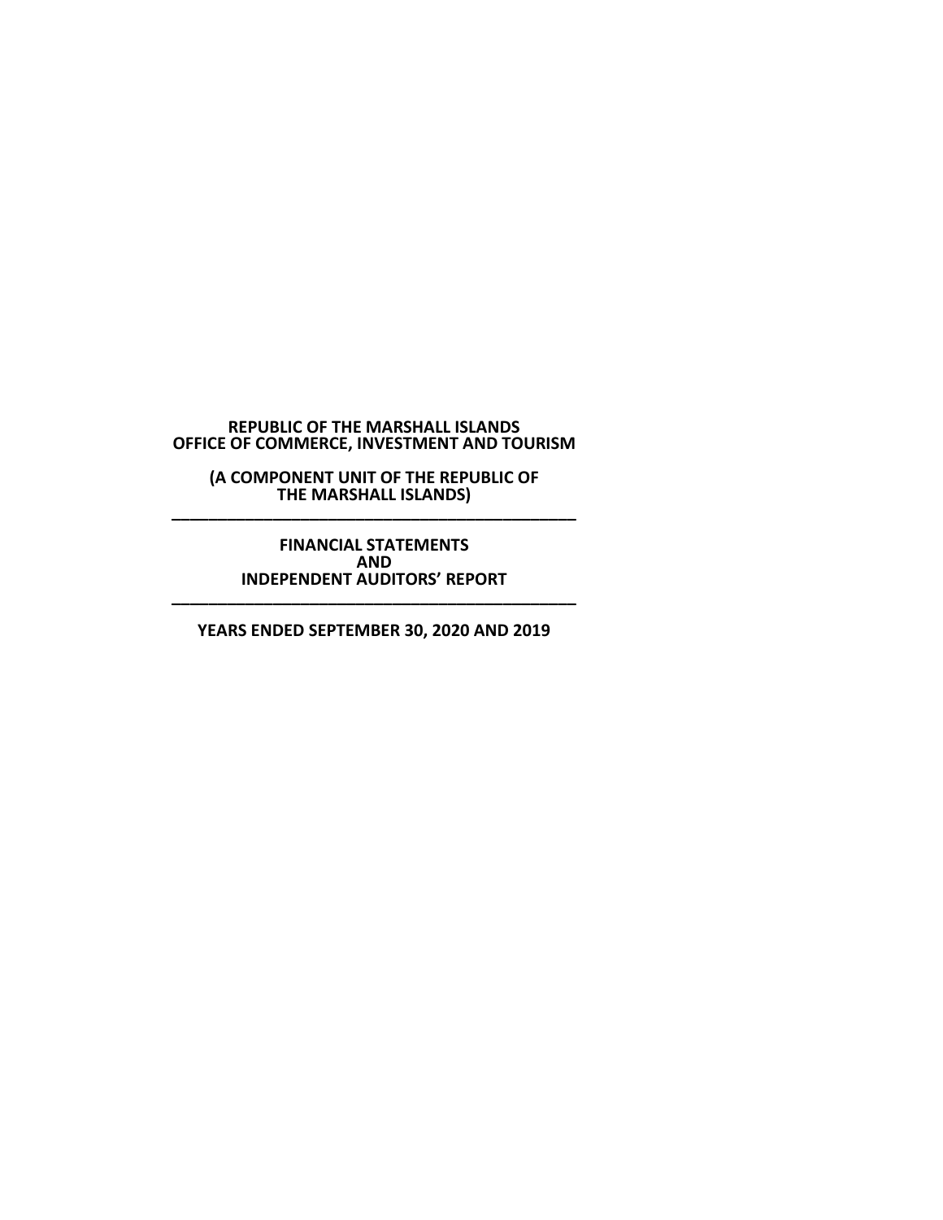**REPUBLIC OF THE MARSHALL ISLANDS**
**OFFICE OF COMMERCE, INVESTMENT AND TOURISM**

**(A COMPONENT UNIT OF THE REPUBLIC OF THE MARSHALL ISLANDS)**

---

**FINANCIAL STATEMENTS**
**AND**
**INDEPENDENT AUDITORS' REPORT**

---

**YEARS ENDED SEPTEMBER 30, 2020 AND 2019**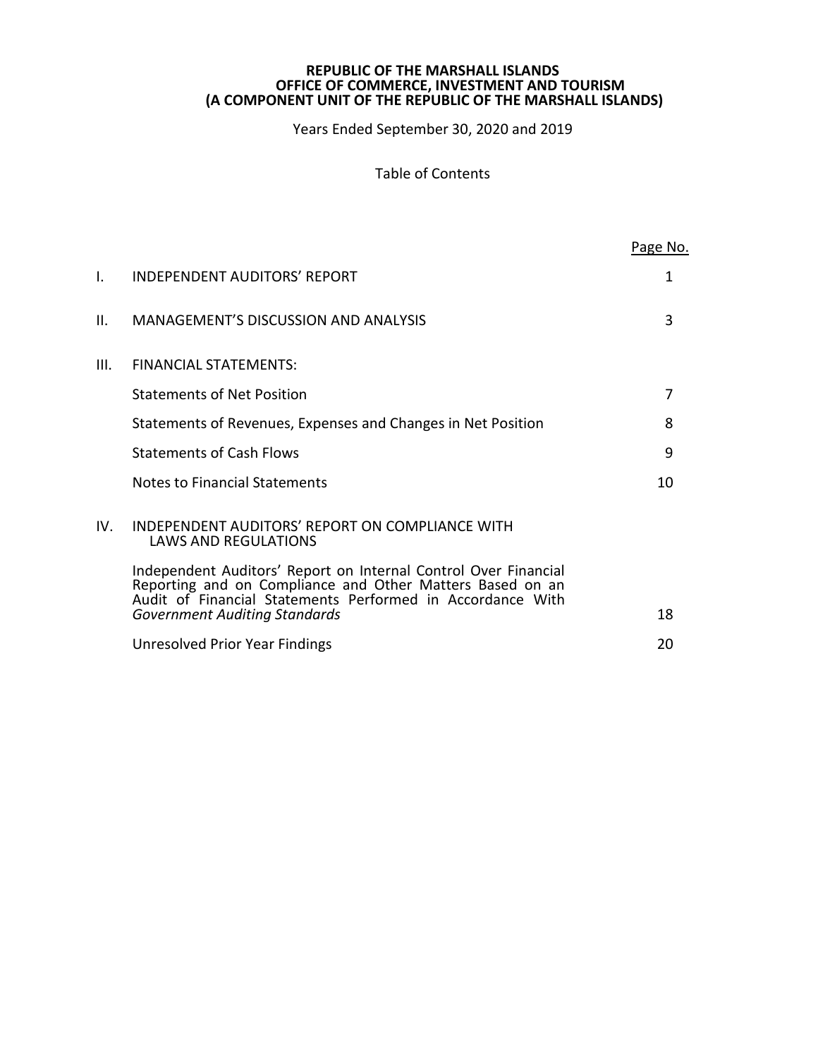**REPUBLIC OF THE MARSHALL ISLANDS**
**OFFICE OF COMMERCE, INVESTMENT AND TOURISM**
**(A COMPONENT UNIT OF THE REPUBLIC OF THE MARSHALL ISLANDS)**

Years Ended September 30, 2020 and 2019

Table of Contents

| | | Page No. |
|---|---|---|
| I. | INDEPENDENT AUDITORS' REPORT | 1 |
| II. | MANAGEMENT'S DISCUSSION AND ANALYSIS | 3 |
| III. | FINANCIAL STATEMENTS: | |
| | Statements of Net Position | 7 |
| | Statements of Revenues, Expenses and Changes in Net Position | 8 |
| | Statements of Cash Flows | 9 |
| | Notes to Financial Statements | 10 |
| IV. | INDEPENDENT AUDITORS' REPORT ON COMPLIANCE WITH LAWS AND REGULATIONS | |
| | Independent Auditors' Report on Internal Control Over Financial Reporting and on Compliance and Other Matters Based on an Audit of Financial Statements Performed in Accordance With *Government Auditing Standards* | 18 |
| | Unresolved Prior Year Findings | 20 |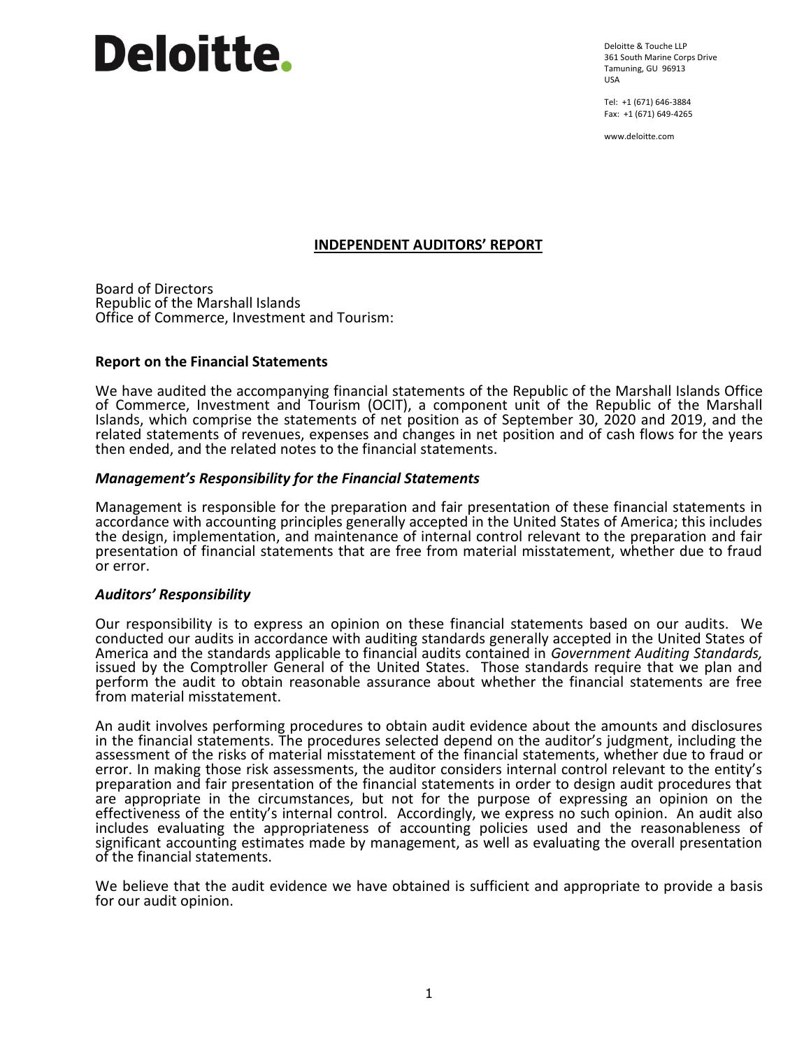**Deloitte.**

Deloitte & Touche LLP
361 South Marine Corps Drive
Tamuning, GU 96913
USA

Tel: +1 (671) 646-3884
Fax: +1 (671) 649-4265

www.deloitte.com

# INDEPENDENT AUDITORS' REPORT

Board of Directors
Republic of the Marshall Islands
Office of Commerce, Investment and Tourism:

## Report on the Financial Statements

We have audited the accompanying financial statements of the Republic of the Marshall Islands Office of Commerce, Investment and Tourism (OCIT), a component unit of the Republic of the Marshall Islands, which comprise the statements of net position as of September 30, 2020 and 2019, and the related statements of revenues, expenses and changes in net position and of cash flows for the years then ended, and the related notes to the financial statements.

### *Management's Responsibility for the Financial Statements*

Management is responsible for the preparation and fair presentation of these financial statements in accordance with accounting principles generally accepted in the United States of America; this includes the design, implementation, and maintenance of internal control relevant to the preparation and fair presentation of financial statements that are free from material misstatement, whether due to fraud or error.

### *Auditors' Responsibility*

Our responsibility is to express an opinion on these financial statements based on our audits. We conducted our audits in accordance with auditing standards generally accepted in the United States of America and the standards applicable to financial audits contained in *Government Auditing Standards,* issued by the Comptroller General of the United States. Those standards require that we plan and perform the audit to obtain reasonable assurance about whether the financial statements are free from material misstatement.

An audit involves performing procedures to obtain audit evidence about the amounts and disclosures in the financial statements. The procedures selected depend on the auditor's judgment, including the assessment of the risks of material misstatement of the financial statements, whether due to fraud or error. In making those risk assessments, the auditor considers internal control relevant to the entity's preparation and fair presentation of the financial statements in order to design audit procedures that are appropriate in the circumstances, but not for the purpose of expressing an opinion on the effectiveness of the entity's internal control. Accordingly, we express no such opinion. An audit also includes evaluating the appropriateness of accounting policies used and the reasonableness of significant accounting estimates made by management, as well as evaluating the overall presentation of the financial statements.

We believe that the audit evidence we have obtained is sufficient and appropriate to provide a basis for our audit opinion.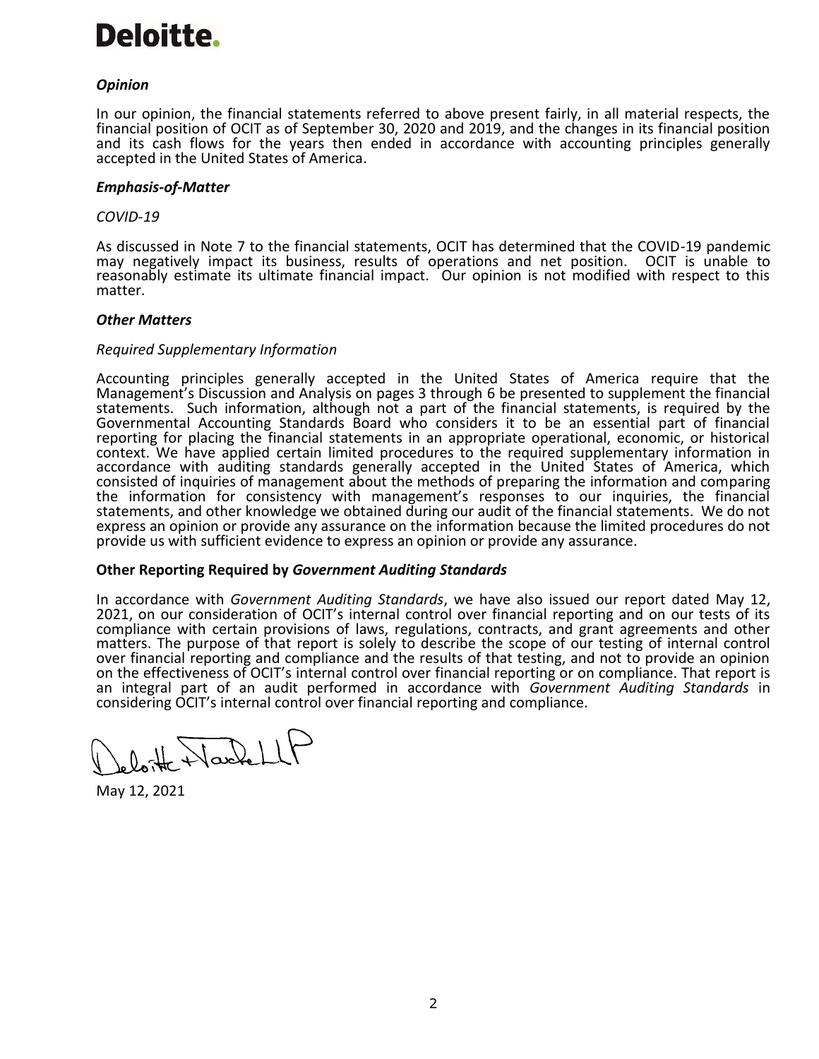Deloitte.

### *Opinion*

In our opinion, the financial statements referred to above present fairly, in all material respects, the financial position of OCIT as of September 30, 2020 and 2019, and the changes in its financial position and its cash flows for the years then ended in accordance with accounting principles generally accepted in the United States of America.

### *Emphasis-of-Matter*

*COVID-19*

As discussed in Note 7 to the financial statements, OCIT has determined that the COVID-19 pandemic may negatively impact its business, results of operations and net position. OCIT is unable to reasonably estimate its ultimate financial impact. Our opinion is not modified with respect to this matter.

### *Other Matters*

*Required Supplementary Information*

Accounting principles generally accepted in the United States of America require that the Management's Discussion and Analysis on pages 3 through 6 be presented to supplement the financial statements. Such information, although not a part of the financial statements, is required by the Governmental Accounting Standards Board who considers it to be an essential part of financial reporting for placing the financial statements in an appropriate operational, economic, or historical context. We have applied certain limited procedures to the required supplementary information in accordance with auditing standards generally accepted in the United States of America, which consisted of inquiries of management about the methods of preparing the information and comparing the information for consistency with management's responses to our inquiries, the financial statements, and other knowledge we obtained during our audit of the financial statements. We do not express an opinion or provide any assurance on the information because the limited procedures do not provide us with sufficient evidence to express an opinion or provide any assurance.

### Other Reporting Required by *Government Auditing Standards*

In accordance with *Government Auditing Standards*, we have also issued our report dated May 12, 2021, on our consideration of OCIT's internal control over financial reporting and on our tests of its compliance with certain provisions of laws, regulations, contracts, and grant agreements and other matters. The purpose of that report is solely to describe the scope of our testing of internal control over financial reporting and compliance and the results of that testing, and not to provide an opinion on the effectiveness of OCIT's internal control over financial reporting or on compliance. That report is an integral part of an audit performed in accordance with *Government Auditing Standards* in considering OCIT's internal control over financial reporting and compliance.

Deloitte & Touche LLP

May 12, 2021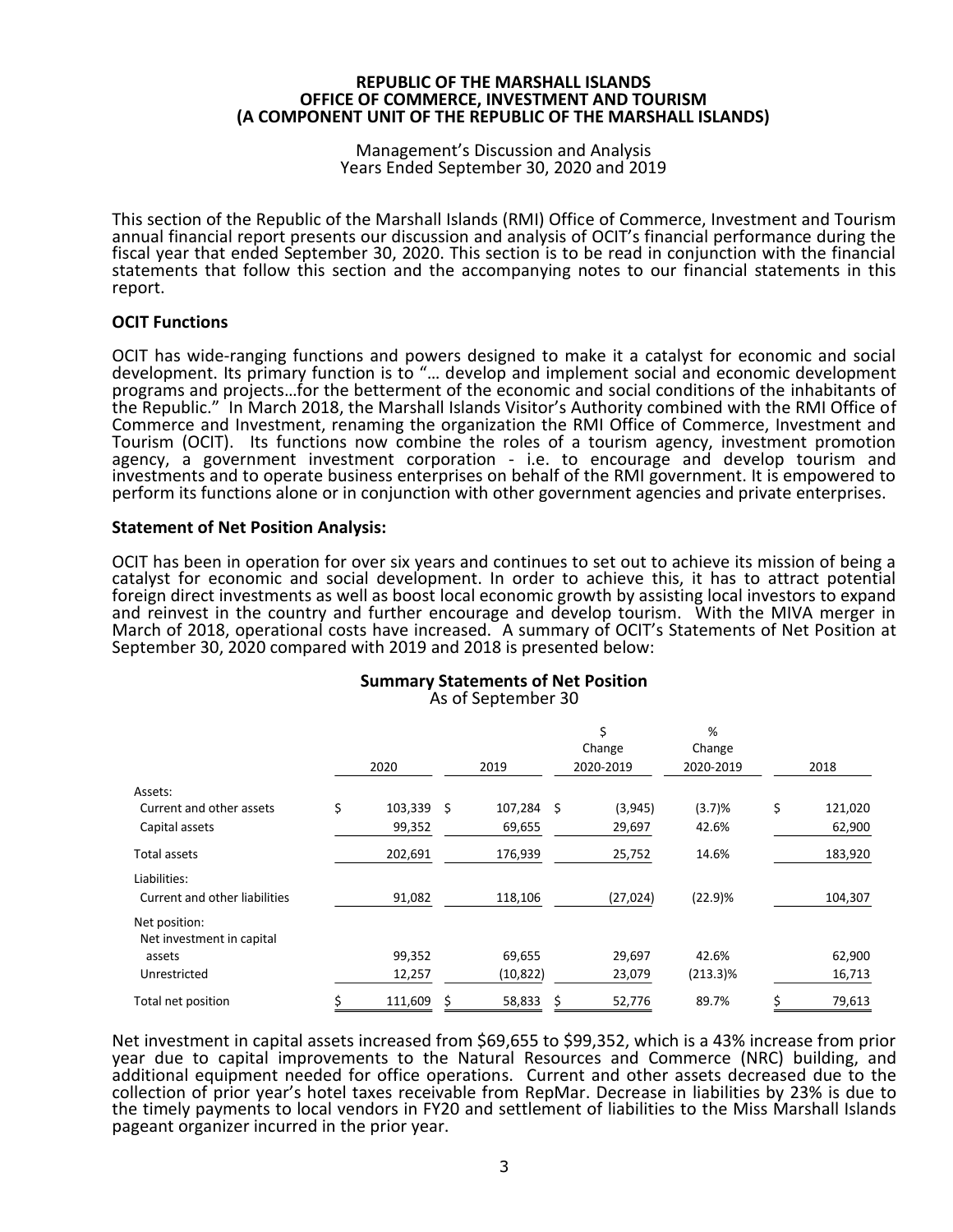**REPUBLIC OF THE MARSHALL ISLANDS**
**OFFICE OF COMMERCE, INVESTMENT AND TOURISM**
**(A COMPONENT UNIT OF THE REPUBLIC OF THE MARSHALL ISLANDS)**

Management's Discussion and Analysis
Years Ended September 30, 2020 and 2019

This section of the Republic of the Marshall Islands (RMI) Office of Commerce, Investment and Tourism annual financial report presents our discussion and analysis of OCIT's financial performance during the fiscal year that ended September 30, 2020. This section is to be read in conjunction with the financial statements that follow this section and the accompanying notes to our financial statements in this report.

### OCIT Functions

OCIT has wide-ranging functions and powers designed to make it a catalyst for economic and social development. Its primary function is to "… develop and implement social and economic development programs and projects…for the betterment of the economic and social conditions of the inhabitants of the Republic." In March 2018, the Marshall Islands Visitor's Authority combined with the RMI Office of Commerce and Investment, renaming the organization the RMI Office of Commerce, Investment and Tourism (OCIT). Its functions now combine the roles of a tourism agency, investment promotion agency, a government investment corporation - i.e. to encourage and develop tourism and investments and to operate business enterprises on behalf of the RMI government. It is empowered to perform its functions alone or in conjunction with other government agencies and private enterprises.

### Statement of Net Position Analysis:

OCIT has been in operation for over six years and continues to set out to achieve its mission of being a catalyst for economic and social development. In order to achieve this, it has to attract potential foreign direct investments as well as boost local economic growth by assisting local investors to expand and reinvest in the country and further encourage and develop tourism. With the MIVA merger in March of 2018, operational costs have increased. A summary of OCIT's Statements of Net Position at September 30, 2020 compared with 2019 and 2018 is presented below:

**Summary Statements of Net Position**
As of September 30

| | 2020 | 2019 | $ Change 2020-2019 | % Change 2020-2019 | 2018 |
|---|---|---|---|---|---|
| Assets: | | | | | |
| Current and other assets | $ 103,339 | $ 107,284 | $ (3,945) | (3.7)% | $ 121,020 |
| Capital assets | 99,352 | 69,655 | 29,697 | 42.6% | 62,900 |
| Total assets | 202,691 | 176,939 | 25,752 | 14.6% | 183,920 |
| Liabilities: | | | | | |
| Current and other liabilities | 91,082 | 118,106 | (27,024) | (22.9)% | 104,307 |
| Net position: | | | | | |
| Net investment in capital assets | 99,352 | 69,655 | 29,697 | 42.6% | 62,900 |
| Unrestricted | 12,257 | (10,822) | 23,079 | (213.3)% | 16,713 |
| Total net position | $ 111,609 | $ 58,833 | $ 52,776 | 89.7% | $ 79,613 |

Net investment in capital assets increased from $69,655 to $99,352, which is a 43% increase from prior year due to capital improvements to the Natural Resources and Commerce (NRC) building, and additional equipment needed for office operations. Current and other assets decreased due to the collection of prior year's hotel taxes receivable from RepMar. Decrease in liabilities by 23% is due to the timely payments to local vendors in FY20 and settlement of liabilities to the Miss Marshall Islands pageant organizer incurred in the prior year.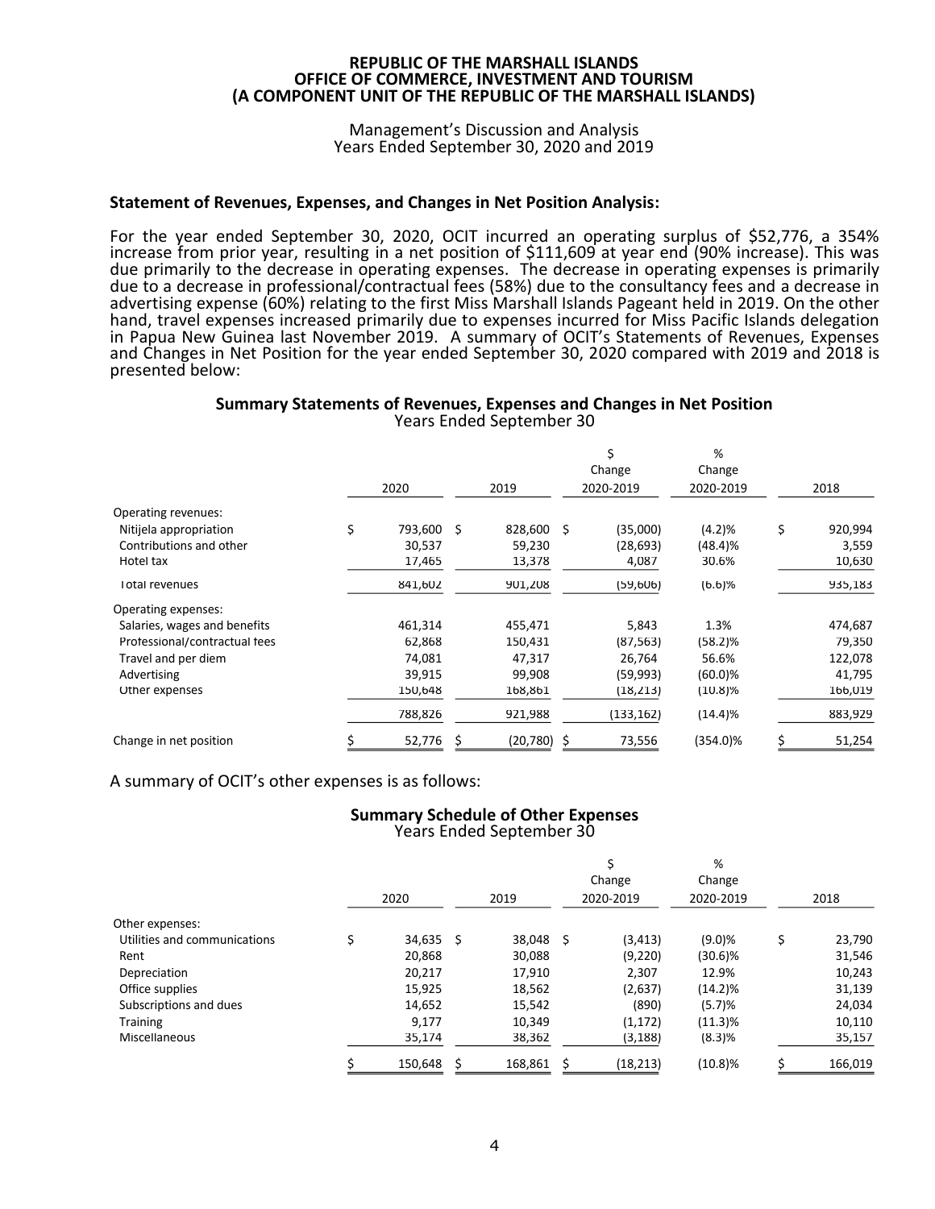**REPUBLIC OF THE MARSHALL ISLANDS**
**OFFICE OF COMMERCE, INVESTMENT AND TOURISM**
**(A COMPONENT UNIT OF THE REPUBLIC OF THE MARSHALL ISLANDS)**

Management's Discussion and Analysis
Years Ended September 30, 2020 and 2019

### Statement of Revenues, Expenses, and Changes in Net Position Analysis:

For the year ended September 30, 2020, OCIT incurred an operating surplus of $52,776, a 354% increase from prior year, resulting in a net position of $111,609 at year end (90% increase). This was due primarily to the decrease in operating expenses. The decrease in operating expenses is primarily due to a decrease in professional/contractual fees (58%) due to the consultancy fees and a decrease in advertising expense (60%) relating to the first Miss Marshall Islands Pageant held in 2019. On the other hand, travel expenses increased primarily due to expenses incurred for Miss Pacific Islands delegation in Papua New Guinea last November 2019. A summary of OCIT's Statements of Revenues, Expenses and Changes in Net Position for the year ended September 30, 2020 compared with 2019 and 2018 is presented below:

**Summary Statements of Revenues, Expenses and Changes in Net Position**
Years Ended September 30

| | 2020 | 2019 | $ Change 2020-2019 | % Change 2020-2019 | 2018 |
|---|---|---|---|---|---|
| Operating revenues: | | | | | |
| Nitijela appropriation | $ 793,600 | $ 828,600 | $ (35,000) | (4.2)% | $ 920,994 |
| Contributions and other | 30,537 | 59,230 | (28,693) | (48.4)% | 3,559 |
| Hotel tax | 17,465 | 13,378 | 4,087 | 30.6% | 10,630 |
| Total revenues | 841,602 | 901,208 | (59,606) | (6.6)% | 935,183 |
| Operating expenses: | | | | | |
| Salaries, wages and benefits | 461,314 | 455,471 | 5,843 | 1.3% | 474,687 |
| Professional/contractual fees | 62,868 | 150,431 | (87,563) | (58.2)% | 79,350 |
| Travel and per diem | 74,081 | 47,317 | 26,764 | 56.6% | 122,078 |
| Advertising | 39,915 | 99,908 | (59,993) | (60.0)% | 41,795 |
| Other expenses | 150,648 | 168,861 | (18,213) | (10.8)% | 166,019 |
| | 788,826 | 921,988 | (133,162) | (14.4)% | 883,929 |
| Change in net position | $ 52,776 | $ (20,780) | $ 73,556 | (354.0)% | $ 51,254 |

A summary of OCIT's other expenses is as follows:

**Summary Schedule of Other Expenses**
Years Ended September 30

| | 2020 | 2019 | $ Change 2020-2019 | % Change 2020-2019 | 2018 |
|---|---|---|---|---|---|
| Other expenses: | | | | | |
| Utilities and communications | $ 34,635 | $ 38,048 | $ (3,413) | (9.0)% | $ 23,790 |
| Rent | 20,868 | 30,088 | (9,220) | (30.6)% | 31,546 |
| Depreciation | 20,217 | 17,910 | 2,307 | 12.9% | 10,243 |
| Office supplies | 15,925 | 18,562 | (2,637) | (14.2)% | 31,139 |
| Subscriptions and dues | 14,652 | 15,542 | (890) | (5.7)% | 24,034 |
| Training | 9,177 | 10,349 | (1,172) | (11.3)% | 10,110 |
| Miscellaneous | 35,174 | 38,362 | (3,188) | (8.3)% | 35,157 |
| | $ 150,648 | $ 168,861 | $ (18,213) | (10.8)% | $ 166,019 |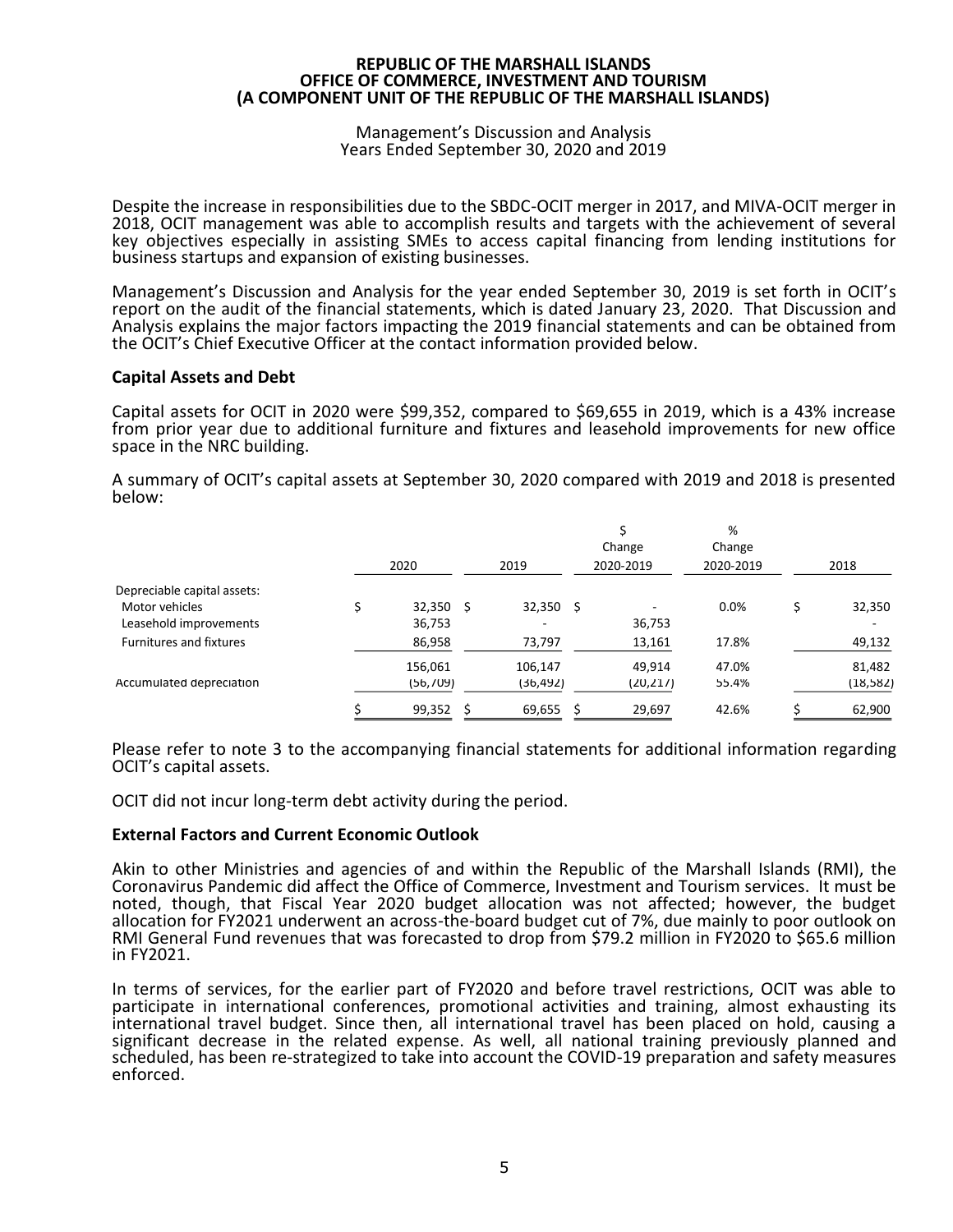# REPUBLIC OF THE MARSHALL ISLANDS
# OFFICE OF COMMERCE, INVESTMENT AND TOURISM
# (A COMPONENT UNIT OF THE REPUBLIC OF THE MARSHALL ISLANDS)

Management's Discussion and Analysis
Years Ended September 30, 2020 and 2019

Despite the increase in responsibilities due to the SBDC-OCIT merger in 2017, and MIVA-OCIT merger in 2018, OCIT management was able to accomplish results and targets with the achievement of several key objectives especially in assisting SMEs to access capital financing from lending institutions for business startups and expansion of existing businesses.

Management's Discussion and Analysis for the year ended September 30, 2019 is set forth in OCIT's report on the audit of the financial statements, which is dated January 23, 2020. That Discussion and Analysis explains the major factors impacting the 2019 financial statements and can be obtained from the OCIT's Chief Executive Officer at the contact information provided below.

**Capital Assets and Debt**

Capital assets for OCIT in 2020 were $99,352, compared to $69,655 in 2019, which is a 43% increase from prior year due to additional furniture and fixtures and leasehold improvements for new office space in the NRC building.

A summary of OCIT's capital assets at September 30, 2020 compared with 2019 and 2018 is presented below:

| | 2020 | 2019 | $ Change 2020-2019 | % Change 2020-2019 | 2018 |
|---|---|---|---|---|---|
| Depreciable capital assets: | | | | | |
| Motor vehicles | $ 32,350 | $ 32,350 | $ - | 0.0% | $ 32,350 |
| Leasehold improvements | 36,753 | - | 36,753 | | - |
| Furnitures and fixtures | 86,958 | 73,797 | 13,161 | 17.8% | 49,132 |
| | 156,061 | 106,147 | 49,914 | 47.0% | 81,482 |
| Accumulated depreciation | (56,709) | (36,492) | (20,217) | 55.4% | (18,582) |
| | $ 99,352 | $ 69,655 | $ 29,697 | 42.6% | $ 62,900 |

Please refer to note 3 to the accompanying financial statements for additional information regarding OCIT's capital assets.

OCIT did not incur long-term debt activity during the period.

**External Factors and Current Economic Outlook**

Akin to other Ministries and agencies of and within the Republic of the Marshall Islands (RMI), the Coronavirus Pandemic did affect the Office of Commerce, Investment and Tourism services. It must be noted, though, that Fiscal Year 2020 budget allocation was not affected; however, the budget allocation for FY2021 underwent an across-the-board budget cut of 7%, due mainly to poor outlook on RMI General Fund revenues that was forecasted to drop from $79.2 million in FY2020 to $65.6 million in FY2021.

In terms of services, for the earlier part of FY2020 and before travel restrictions, OCIT was able to participate in international conferences, promotional activities and training, almost exhausting its international travel budget. Since then, all international travel has been placed on hold, causing a significant decrease in the related expense. As well, all national training previously planned and scheduled, has been re-strategized to take into account the COVID-19 preparation and safety measures enforced.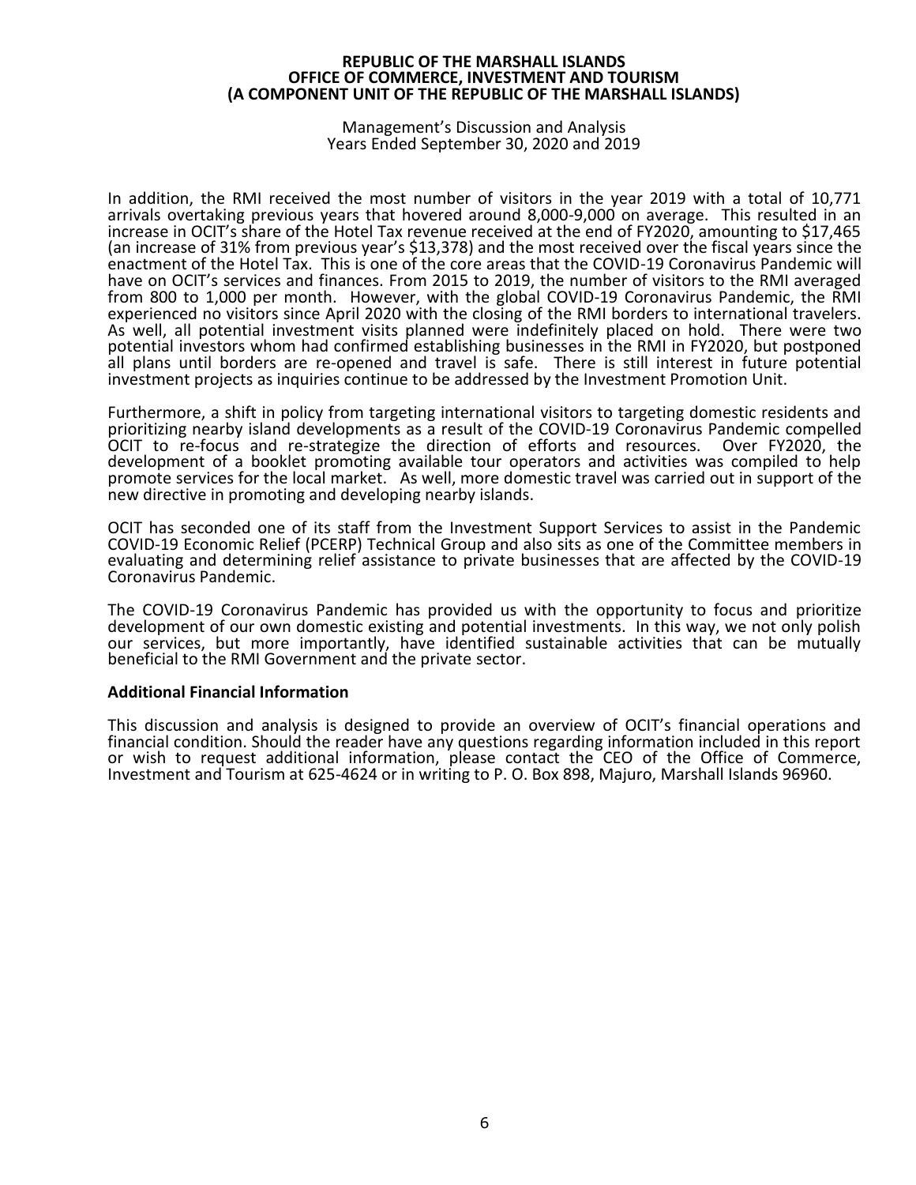In addition, the RMI received the most number of visitors in the year 2019 with a total of 10,771 arrivals overtaking previous years that hovered around 8,000-9,000 on average. This resulted in an increase in OCIT's share of the Hotel Tax revenue received at the end of FY2020, amounting to $17,465 (an increase of 31% from previous year's $13,378) and the most received over the fiscal years since the enactment of the Hotel Tax. This is one of the core areas that the COVID-19 Coronavirus Pandemic will have on OCIT's services and finances. From 2015 to 2019, the number of visitors to the RMI averaged from 800 to 1,000 per month. However, with the global COVID-19 Coronavirus Pandemic, the RMI experienced no visitors since April 2020 with the closing of the RMI borders to international travelers. As well, all potential investment visits planned were indefinitely placed on hold. There were two potential investors whom had confirmed establishing businesses in the RMI in FY2020, but postponed all plans until borders are re-opened and travel is safe. There is still interest in future potential investment projects as inquiries continue to be addressed by the Investment Promotion Unit.

Furthermore, a shift in policy from targeting international visitors to targeting domestic residents and prioritizing nearby island developments as a result of the COVID-19 Coronavirus Pandemic compelled OCIT to re-focus and re-strategize the direction of efforts and resources. Over FY2020, the development of a booklet promoting available tour operators and activities was compiled to help promote services for the local market. As well, more domestic travel was carried out in support of the new directive in promoting and developing nearby islands.

OCIT has seconded one of its staff from the Investment Support Services to assist in the Pandemic COVID-19 Economic Relief (PCERP) Technical Group and also sits as one of the Committee members in evaluating and determining relief assistance to private businesses that are affected by the COVID-19 Coronavirus Pandemic.

The COVID-19 Coronavirus Pandemic has provided us with the opportunity to focus and prioritize development of our own domestic existing and potential investments. In this way, we not only polish our services, but more importantly, have identified sustainable activities that can be mutually beneficial to the RMI Government and the private sector.

**Additional Financial Information**

This discussion and analysis is designed to provide an overview of OCIT's financial operations and financial condition. Should the reader have any questions regarding information included in this report or wish to request additional information, please contact the CEO of the Office of Commerce, Investment and Tourism at 625-4624 or in writing to P. O. Box 898, Majuro, Marshall Islands 96960.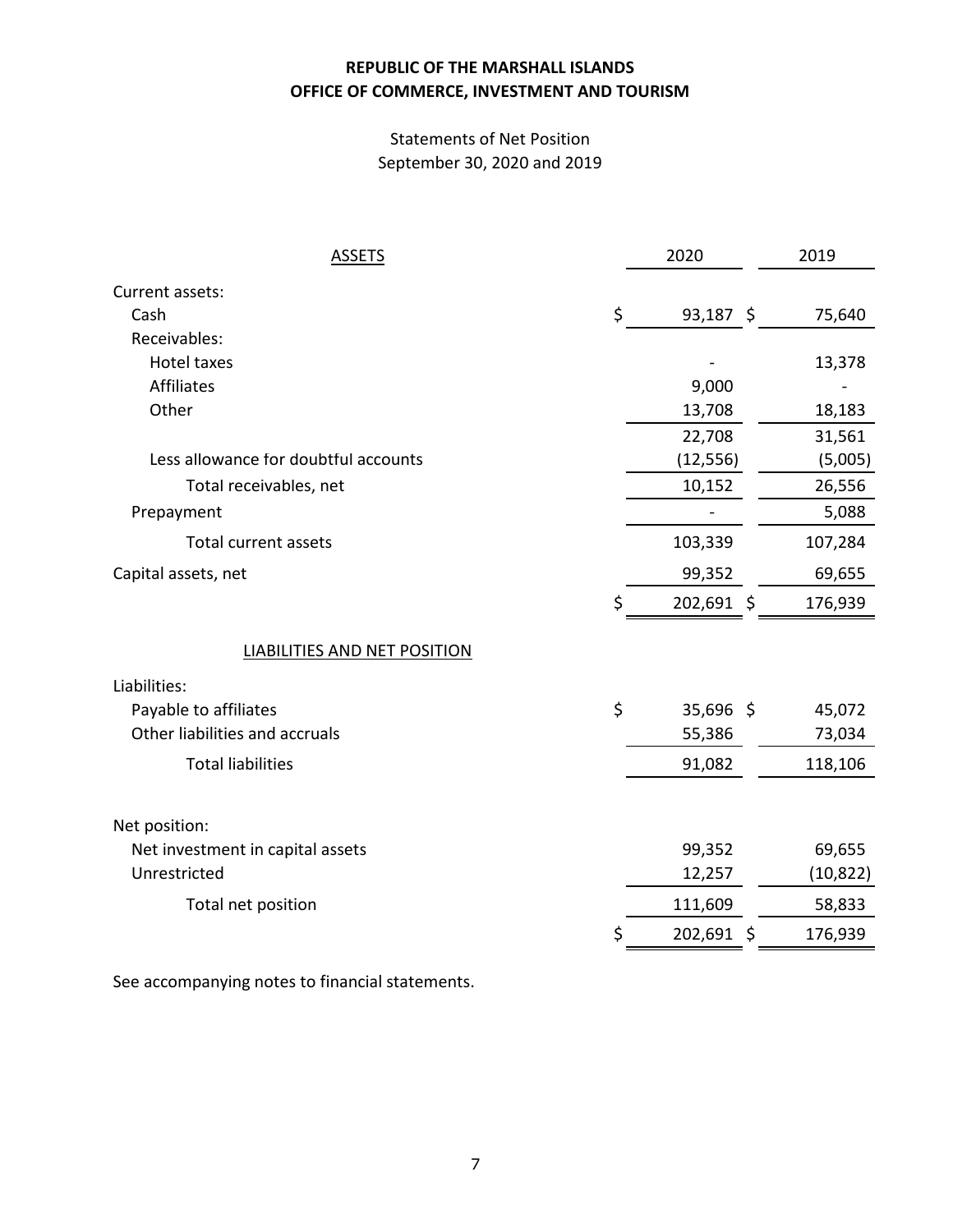**REPUBLIC OF THE MARSHALL ISLANDS**
**OFFICE OF COMMERCE, INVESTMENT AND TOURISM**

Statements of Net Position
September 30, 2020 and 2019

| ASSETS | 2020 | 2019 |
|---|---|---|
| Current assets: | | |
| Cash | $ 93,187 | $ 75,640 |
| Receivables: | | |
| Hotel taxes | - | 13,378 |
| Affiliates | 9,000 | - |
| Other | 13,708 | 18,183 |
| | 22,708 | 31,561 |
| Less allowance for doubtful accounts | (12,556) | (5,005) |
| Total receivables, net | 10,152 | 26,556 |
| Prepayment | - | 5,088 |
| Total current assets | 103,339 | 107,284 |
| Capital assets, net | 99,352 | 69,655 |
| | $ 202,691 | $ 176,939 |
| **LIABILITIES AND NET POSITION** | | |
| Liabilities: | | |
| Payable to affiliates | $ 35,696 | $ 45,072 |
| Other liabilities and accruals | 55,386 | 73,034 |
| Total liabilities | 91,082 | 118,106 |
| Net position: | | |
| Net investment in capital assets | 99,352 | 69,655 |
| Unrestricted | 12,257 | (10,822) |
| Total net position | 111,609 | 58,833 |
| | $ 202,691 | $ 176,939 |

See accompanying notes to financial statements.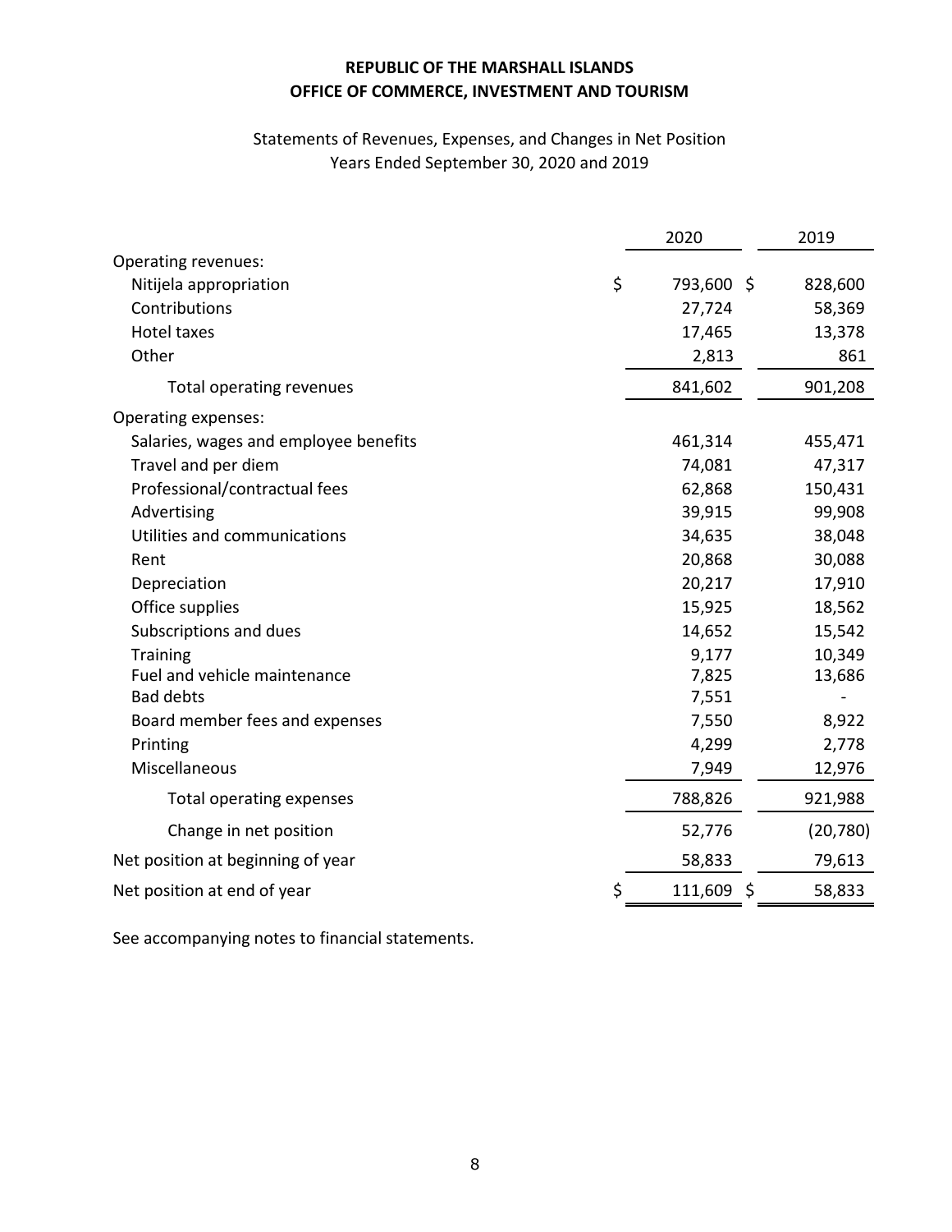**REPUBLIC OF THE MARSHALL ISLANDS**
**OFFICE OF COMMERCE, INVESTMENT AND TOURISM**

Statements of Revenues, Expenses, and Changes in Net Position
Years Ended September 30, 2020 and 2019

| | 2020 | 2019 |
|---|---|---|
| Operating revenues: | | |
| Nitijela appropriation | $ 793,600 | $ 828,600 |
| Contributions | 27,724 | 58,369 |
| Hotel taxes | 17,465 | 13,378 |
| Other | 2,813 | 861 |
| Total operating revenues | 841,602 | 901,208 |
| Operating expenses: | | |
| Salaries, wages and employee benefits | 461,314 | 455,471 |
| Travel and per diem | 74,081 | 47,317 |
| Professional/contractual fees | 62,868 | 150,431 |
| Advertising | 39,915 | 99,908 |
| Utilities and communications | 34,635 | 38,048 |
| Rent | 20,868 | 30,088 |
| Depreciation | 20,217 | 17,910 |
| Office supplies | 15,925 | 18,562 |
| Subscriptions and dues | 14,652 | 15,542 |
| Training | 9,177 | 10,349 |
| Fuel and vehicle maintenance | 7,825 | 13,686 |
| Bad debts | 7,551 | - |
| Board member fees and expenses | 7,550 | 8,922 |
| Printing | 4,299 | 2,778 |
| Miscellaneous | 7,949 | 12,976 |
| Total operating expenses | 788,826 | 921,988 |
| Change in net position | 52,776 | (20,780) |
| Net position at beginning of year | 58,833 | 79,613 |
| Net position at end of year | $ 111,609 | $ 58,833 |

See accompanying notes to financial statements.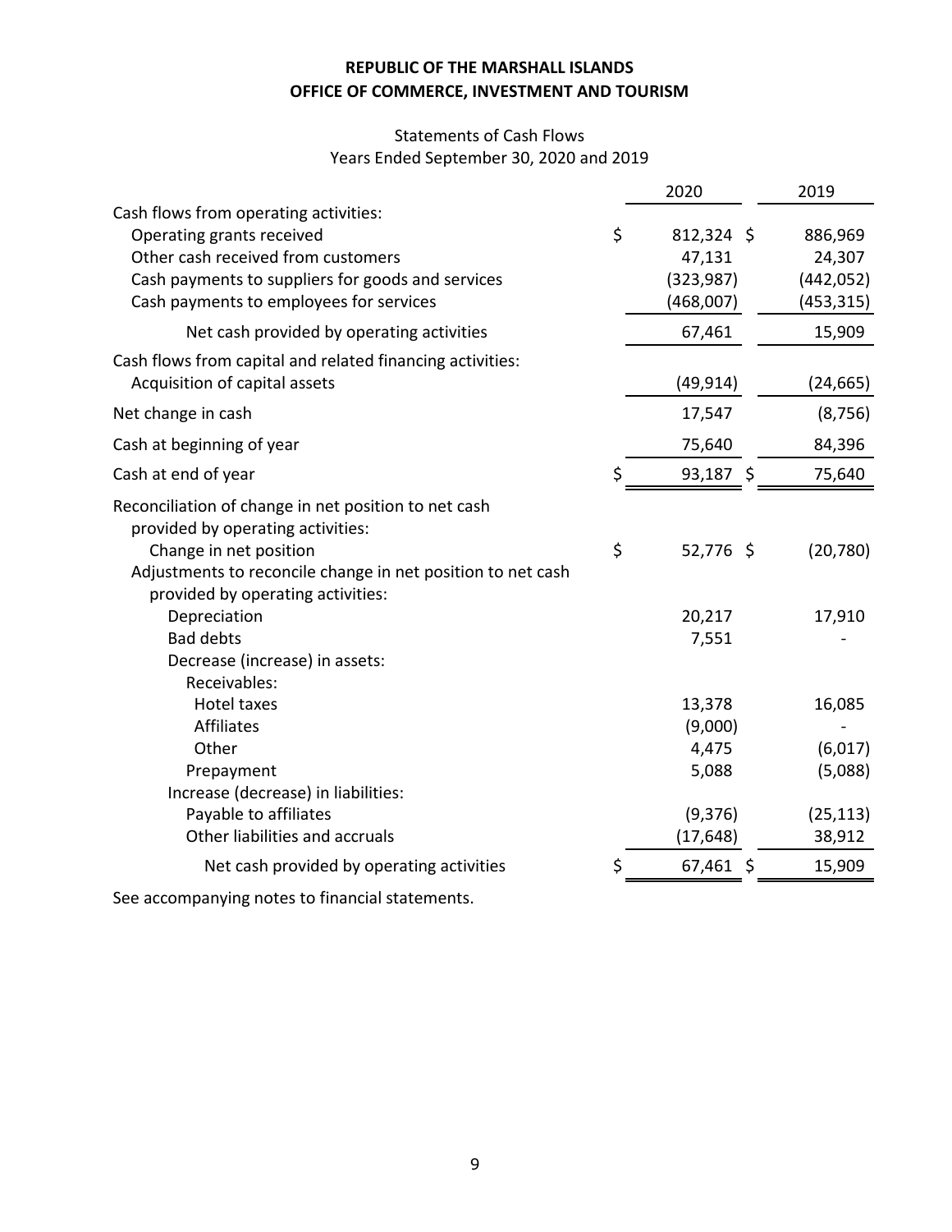**REPUBLIC OF THE MARSHALL ISLANDS**
**OFFICE OF COMMERCE, INVESTMENT AND TOURISM**

Statements of Cash Flows
Years Ended September 30, 2020 and 2019

| | 2020 | 2019 |
|---|---|---|
| Cash flows from operating activities: | | |
| Operating grants received | $ 812,324 | $ 886,969 |
| Other cash received from customers | 47,131 | 24,307 |
| Cash payments to suppliers for goods and services | (323,987) | (442,052) |
| Cash payments to employees for services | (468,007) | (453,315) |
| Net cash provided by operating activities | 67,461 | 15,909 |
| Cash flows from capital and related financing activities: | | |
| Acquisition of capital assets | (49,914) | (24,665) |
| Net change in cash | 17,547 | (8,756) |
| Cash at beginning of year | 75,640 | 84,396 |
| Cash at end of year | $ 93,187 | $ 75,640 |
| Reconciliation of change in net position to net cash provided by operating activities: | | |
| Change in net position | $ 52,776 | $ (20,780) |
| Adjustments to reconcile change in net position to net cash provided by operating activities: | | |
| Depreciation | 20,217 | 17,910 |
| Bad debts | 7,551 | - |
| Decrease (increase) in assets: | | |
| Receivables: | | |
| Hotel taxes | 13,378 | 16,085 |
| Affiliates | (9,000) | - |
| Other | 4,475 | (6,017) |
| Prepayment | 5,088 | (5,088) |
| Increase (decrease) in liabilities: | | |
| Payable to affiliates | (9,376) | (25,113) |
| Other liabilities and accruals | (17,648) | 38,912 |
| Net cash provided by operating activities | $ 67,461 | $ 15,909 |

See accompanying notes to financial statements.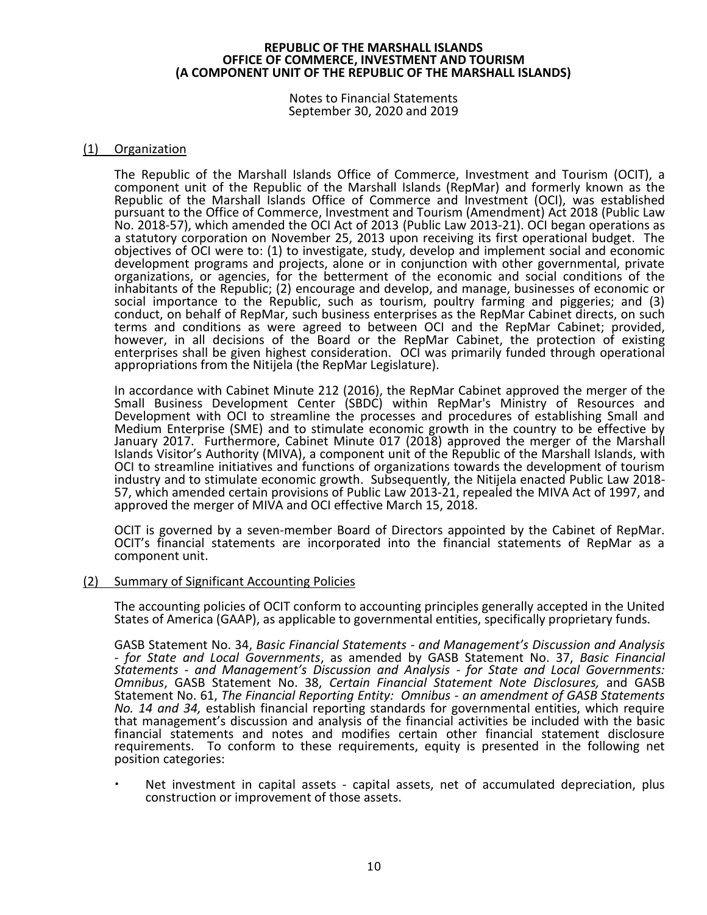# REPUBLIC OF THE MARSHALL ISLANDS
# OFFICE OF COMMERCE, INVESTMENT AND TOURISM
# (A COMPONENT UNIT OF THE REPUBLIC OF THE MARSHALL ISLANDS)

Notes to Financial Statements
September 30, 2020 and 2019

## (1) Organization

The Republic of the Marshall Islands Office of Commerce, Investment and Tourism (OCIT), a component unit of the Republic of the Marshall Islands (RepMar) and formerly known as the Republic of the Marshall Islands Office of Commerce and Investment (OCI), was established pursuant to the Office of Commerce, Investment and Tourism (Amendment) Act 2018 (Public Law No. 2018-57), which amended the OCI Act of 2013 (Public Law 2013-21). OCI began operations as a statutory corporation on November 25, 2013 upon receiving its first operational budget. The objectives of OCI were to: (1) to investigate, study, develop and implement social and economic development programs and projects, alone or in conjunction with other governmental, private organizations, or agencies, for the betterment of the economic and social conditions of the inhabitants of the Republic; (2) encourage and develop, and manage, businesses of economic or social importance to the Republic, such as tourism, poultry farming and piggeries; and (3) conduct, on behalf of RepMar, such business enterprises as the RepMar Cabinet directs, on such terms and conditions as were agreed to between OCI and the RepMar Cabinet; provided, however, in all decisions of the Board or the RepMar Cabinet, the protection of existing enterprises shall be given highest consideration. OCI was primarily funded through operational appropriations from the Nitijela (the RepMar Legislature).

In accordance with Cabinet Minute 212 (2016), the RepMar Cabinet approved the merger of the Small Business Development Center (SBDC) within RepMar's Ministry of Resources and Development with OCI to streamline the processes and procedures of establishing Small and Medium Enterprise (SME) and to stimulate economic growth in the country to be effective by January 2017. Furthermore, Cabinet Minute 017 (2018) approved the merger of the Marshall Islands Visitor's Authority (MIVA), a component unit of the Republic of the Marshall Islands, with OCI to streamline initiatives and functions of organizations towards the development of tourism industry and to stimulate economic growth. Subsequently, the Nitijela enacted Public Law 2018-57, which amended certain provisions of Public Law 2013-21, repealed the MIVA Act of 1997, and approved the merger of MIVA and OCI effective March 15, 2018.

OCIT is governed by a seven-member Board of Directors appointed by the Cabinet of RepMar. OCIT's financial statements are incorporated into the financial statements of RepMar as a component unit.

## (2) Summary of Significant Accounting Policies

The accounting policies of OCIT conform to accounting principles generally accepted in the United States of America (GAAP), as applicable to governmental entities, specifically proprietary funds.

GASB Statement No. 34, *Basic Financial Statements - and Management's Discussion and Analysis - for State and Local Governments*, as amended by GASB Statement No. 37, *Basic Financial Statements - and Management's Discussion and Analysis - for State and Local Governments: Omnibus*, GASB Statement No. 38, *Certain Financial Statement Note Disclosures,* and GASB Statement No. 61, *The Financial Reporting Entity: Omnibus - an amendment of GASB Statements No. 14 and 34,* establish financial reporting standards for governmental entities, which require that management's discussion and analysis of the financial activities be included with the basic financial statements and notes and modifies certain other financial statement disclosure requirements. To conform to these requirements, equity is presented in the following net position categories:

- Net investment in capital assets - capital assets, net of accumulated depreciation, plus construction or improvement of those assets.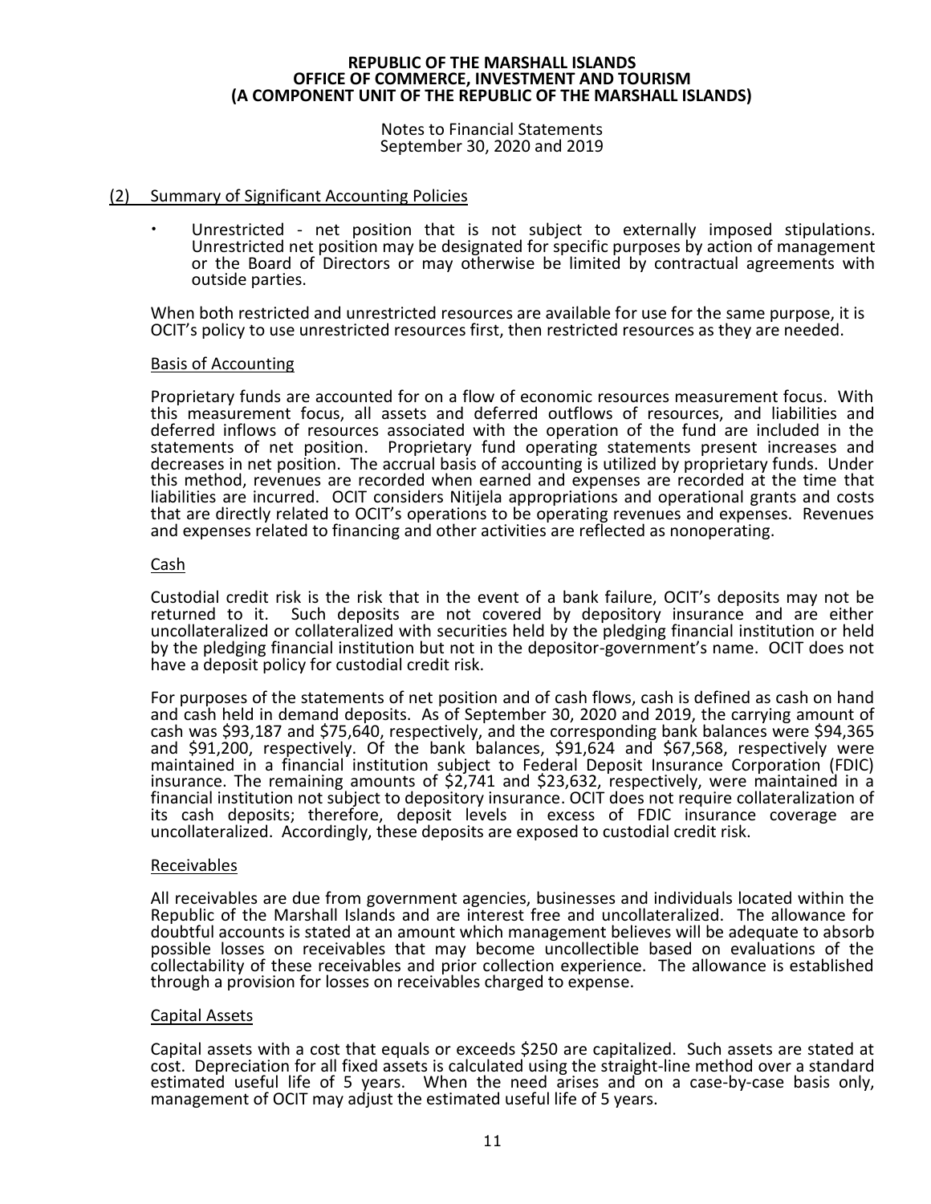## (2) Summary of Significant Accounting Policies

- Unrestricted - net position that is not subject to externally imposed stipulations. Unrestricted net position may be designated for specific purposes by action of management or the Board of Directors or may otherwise be limited by contractual agreements with outside parties.

When both restricted and unrestricted resources are available for use for the same purpose, it is OCIT's policy to use unrestricted resources first, then restricted resources as they are needed.

### Basis of Accounting

Proprietary funds are accounted for on a flow of economic resources measurement focus. With this measurement focus, all assets and deferred outflows of resources, and liabilities and deferred inflows of resources associated with the operation of the fund are included in the statements of net position. Proprietary fund operating statements present increases and decreases in net position. The accrual basis of accounting is utilized by proprietary funds. Under this method, revenues are recorded when earned and expenses are recorded at the time that liabilities are incurred. OCIT considers Nitijela appropriations and operational grants and costs that are directly related to OCIT's operations to be operating revenues and expenses. Revenues and expenses related to financing and other activities are reflected as nonoperating.

### Cash

Custodial credit risk is the risk that in the event of a bank failure, OCIT's deposits may not be returned to it. Such deposits are not covered by depository insurance and are either uncollateralized or collateralized with securities held by the pledging financial institution or held by the pledging financial institution but not in the depositor-government's name. OCIT does not have a deposit policy for custodial credit risk.

For purposes of the statements of net position and of cash flows, cash is defined as cash on hand and cash held in demand deposits. As of September 30, 2020 and 2019, the carrying amount of cash was $93,187 and $75,640, respectively, and the corresponding bank balances were $94,365 and $91,200, respectively. Of the bank balances, $91,624 and $67,568, respectively were maintained in a financial institution subject to Federal Deposit Insurance Corporation (FDIC) insurance. The remaining amounts of $2,741 and $23,632, respectively, were maintained in a financial institution not subject to depository insurance. OCIT does not require collateralization of its cash deposits; therefore, deposit levels in excess of FDIC insurance coverage are uncollateralized. Accordingly, these deposits are exposed to custodial credit risk.

### Receivables

All receivables are due from government agencies, businesses and individuals located within the Republic of the Marshall Islands and are interest free and uncollateralized. The allowance for doubtful accounts is stated at an amount which management believes will be adequate to absorb possible losses on receivables that may become uncollectible based on evaluations of the collectability of these receivables and prior collection experience. The allowance is established through a provision for losses on receivables charged to expense.

### Capital Assets

Capital assets with a cost that equals or exceeds $250 are capitalized. Such assets are stated at cost. Depreciation for all fixed assets is calculated using the straight-line method over a standard estimated useful life of 5 years. When the need arises and on a case-by-case basis only, management of OCIT may adjust the estimated useful life of 5 years.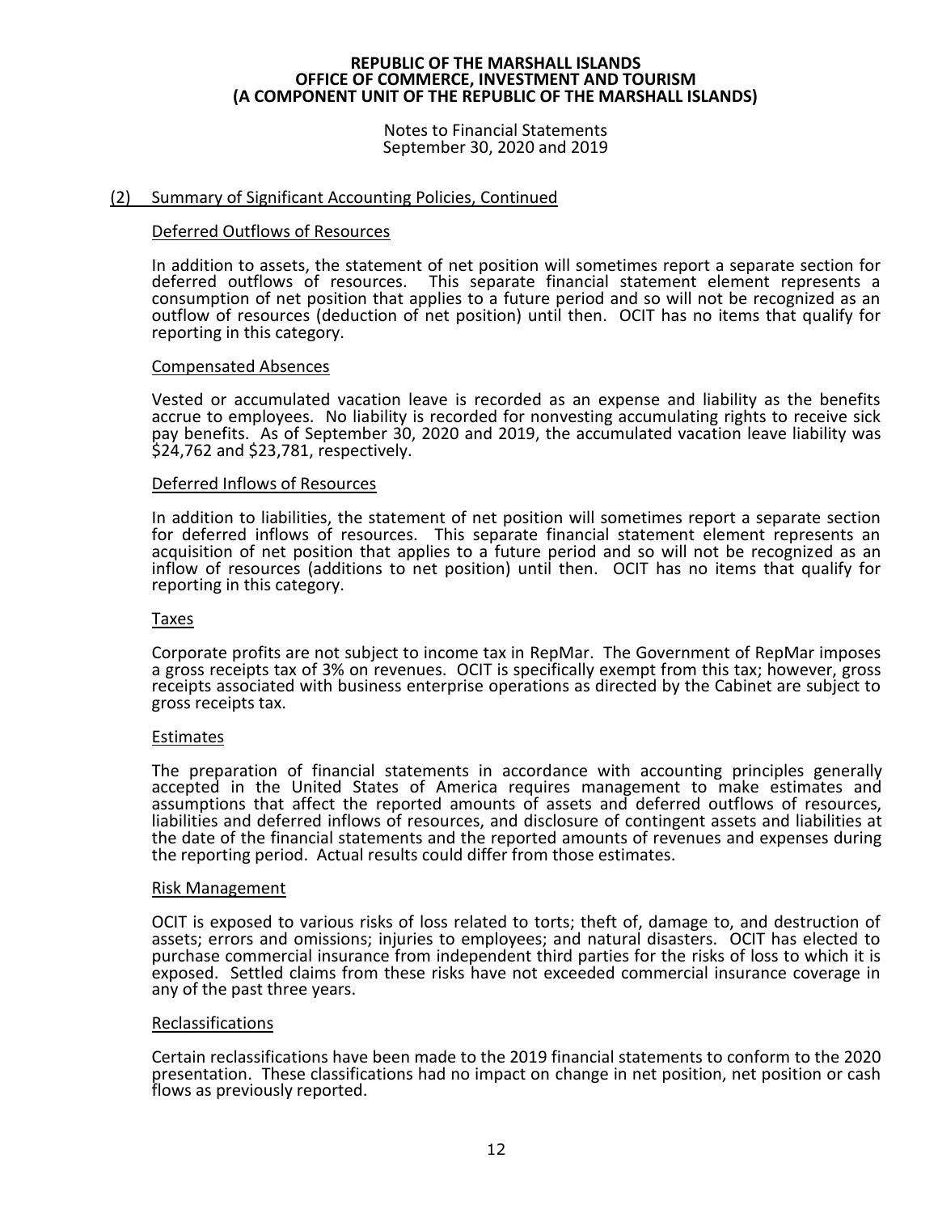# REPUBLIC OF THE MARSHALL ISLANDS
# OFFICE OF COMMERCE, INVESTMENT AND TOURISM
# (A COMPONENT UNIT OF THE REPUBLIC OF THE MARSHALL ISLANDS)

Notes to Financial Statements
September 30, 2020 and 2019

## (2) Summary of Significant Accounting Policies, Continued

### Deferred Outflows of Resources

In addition to assets, the statement of net position will sometimes report a separate section for deferred outflows of resources. This separate financial statement element represents a consumption of net position that applies to a future period and so will not be recognized as an outflow of resources (deduction of net position) until then. OCIT has no items that qualify for reporting in this category.

### Compensated Absences

Vested or accumulated vacation leave is recorded as an expense and liability as the benefits accrue to employees. No liability is recorded for nonvesting accumulating rights to receive sick pay benefits. As of September 30, 2020 and 2019, the accumulated vacation leave liability was $24,762 and $23,781, respectively.

### Deferred Inflows of Resources

In addition to liabilities, the statement of net position will sometimes report a separate section for deferred inflows of resources. This separate financial statement element represents an acquisition of net position that applies to a future period and so will not be recognized as an inflow of resources (additions to net position) until then. OCIT has no items that qualify for reporting in this category.

### Taxes

Corporate profits are not subject to income tax in RepMar. The Government of RepMar imposes a gross receipts tax of 3% on revenues. OCIT is specifically exempt from this tax; however, gross receipts associated with business enterprise operations as directed by the Cabinet are subject to gross receipts tax.

### Estimates

The preparation of financial statements in accordance with accounting principles generally accepted in the United States of America requires management to make estimates and assumptions that affect the reported amounts of assets and deferred outflows of resources, liabilities and deferred inflows of resources, and disclosure of contingent assets and liabilities at the date of the financial statements and the reported amounts of revenues and expenses during the reporting period. Actual results could differ from those estimates.

### Risk Management

OCIT is exposed to various risks of loss related to torts; theft of, damage to, and destruction of assets; errors and omissions; injuries to employees; and natural disasters. OCIT has elected to purchase commercial insurance from independent third parties for the risks of loss to which it is exposed. Settled claims from these risks have not exceeded commercial insurance coverage in any of the past three years.

### Reclassifications

Certain reclassifications have been made to the 2019 financial statements to conform to the 2020 presentation. These classifications had no impact on change in net position, net position or cash flows as previously reported.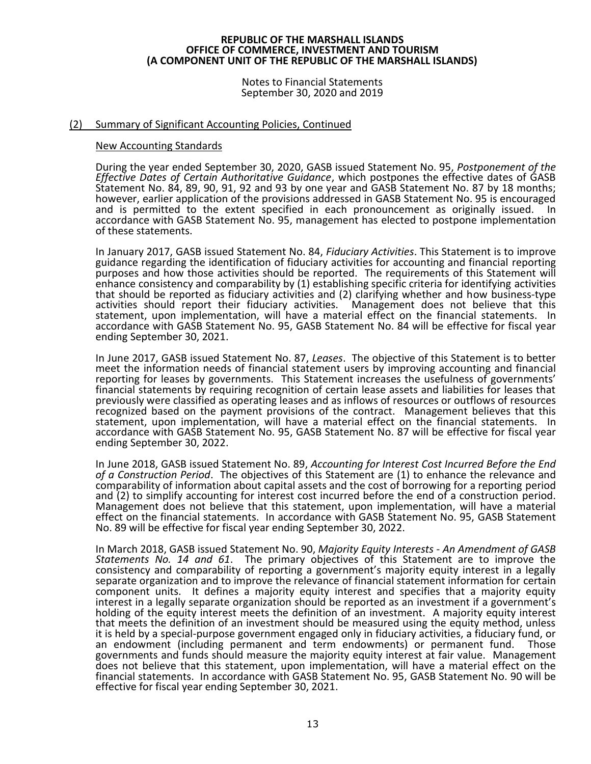## (2) Summary of Significant Accounting Policies, Continued

### New Accounting Standards

During the year ended September 30, 2020, GASB issued Statement No. 95, *Postponement of the Effective Dates of Certain Authoritative Guidance*, which postpones the effective dates of GASB Statement No. 84, 89, 90, 91, 92 and 93 by one year and GASB Statement No. 87 by 18 months; however, earlier application of the provisions addressed in GASB Statement No. 95 is encouraged and is permitted to the extent specified in each pronouncement as originally issued. In accordance with GASB Statement No. 95, management has elected to postpone implementation of these statements.

In January 2017, GASB issued Statement No. 84, *Fiduciary Activities*. This Statement is to improve guidance regarding the identification of fiduciary activities for accounting and financial reporting purposes and how those activities should be reported. The requirements of this Statement will enhance consistency and comparability by (1) establishing specific criteria for identifying activities that should be reported as fiduciary activities and (2) clarifying whether and how business-type activities should report their fiduciary activities. Management does not believe that this statement, upon implementation, will have a material effect on the financial statements. In accordance with GASB Statement No. 95, GASB Statement No. 84 will be effective for fiscal year ending September 30, 2021.

In June 2017, GASB issued Statement No. 87, *Leases*. The objective of this Statement is to better meet the information needs of financial statement users by improving accounting and financial reporting for leases by governments. This Statement increases the usefulness of governments' financial statements by requiring recognition of certain lease assets and liabilities for leases that previously were classified as operating leases and as inflows of resources or outflows of resources recognized based on the payment provisions of the contract. Management believes that this statement, upon implementation, will have a material effect on the financial statements. In accordance with GASB Statement No. 95, GASB Statement No. 87 will be effective for fiscal year ending September 30, 2022.

In June 2018, GASB issued Statement No. 89, *Accounting for Interest Cost Incurred Before the End of a Construction Period*. The objectives of this Statement are (1) to enhance the relevance and comparability of information about capital assets and the cost of borrowing for a reporting period and (2) to simplify accounting for interest cost incurred before the end of a construction period. Management does not believe that this statement, upon implementation, will have a material effect on the financial statements. In accordance with GASB Statement No. 95, GASB Statement No. 89 will be effective for fiscal year ending September 30, 2022.

In March 2018, GASB issued Statement No. 90, *Majority Equity Interests - An Amendment of GASB Statements No. 14 and 61*. The primary objectives of this Statement are to improve the consistency and comparability of reporting a government's majority equity interest in a legally separate organization and to improve the relevance of financial statement information for certain component units. It defines a majority equity interest and specifies that a majority equity interest in a legally separate organization should be reported as an investment if a government's holding of the equity interest meets the definition of an investment. A majority equity interest that meets the definition of an investment should be measured using the equity method, unless it is held by a special-purpose government engaged only in fiduciary activities, a fiduciary fund, or an endowment (including permanent and term endowments) or permanent fund. Those governments and funds should measure the majority equity interest at fair value. Management does not believe that this statement, upon implementation, will have a material effect on the financial statements. In accordance with GASB Statement No. 95, GASB Statement No. 90 will be effective for fiscal year ending September 30, 2021.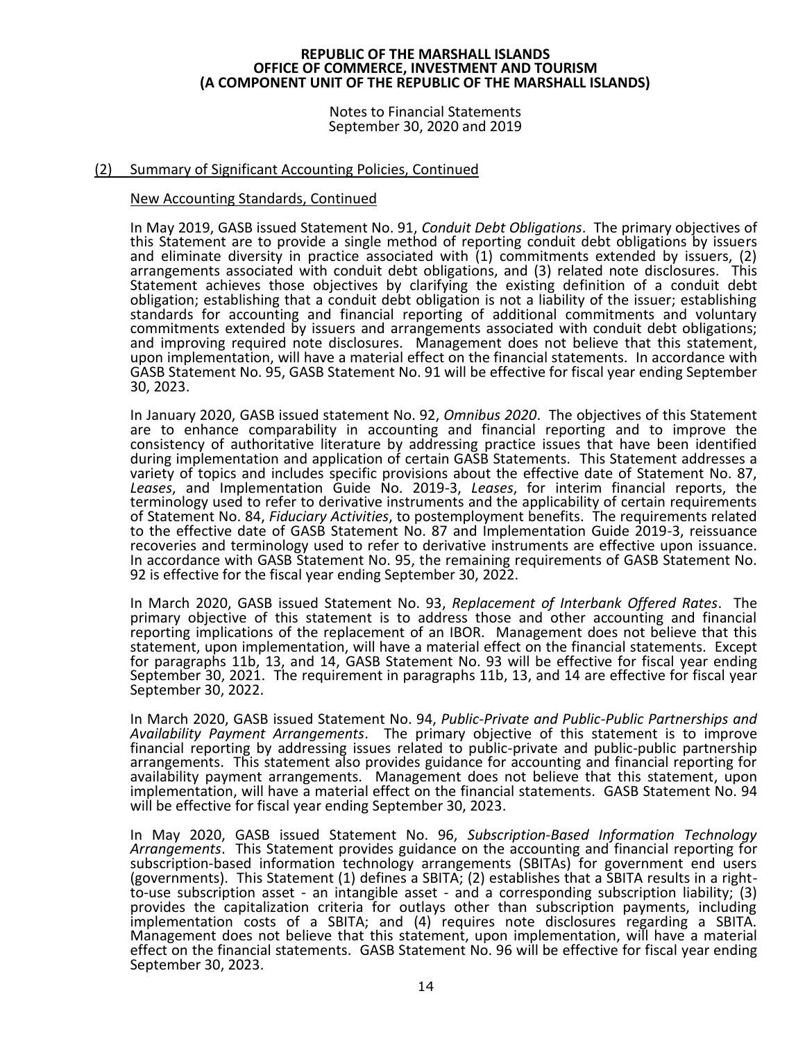REPUBLIC OF THE MARSHALL ISLANDS
OFFICE OF COMMERCE, INVESTMENT AND TOURISM
(A COMPONENT UNIT OF THE REPUBLIC OF THE MARSHALL ISLANDS)

Notes to Financial Statements
September 30, 2020 and 2019

## (2) Summary of Significant Accounting Policies, Continued

### New Accounting Standards, Continued

In May 2019, GASB issued Statement No. 91, *Conduit Debt Obligations*. The primary objectives of this Statement are to provide a single method of reporting conduit debt obligations by issuers and eliminate diversity in practice associated with (1) commitments extended by issuers, (2) arrangements associated with conduit debt obligations, and (3) related note disclosures. This Statement achieves those objectives by clarifying the existing definition of a conduit debt obligation; establishing that a conduit debt obligation is not a liability of the issuer; establishing standards for accounting and financial reporting of additional commitments and voluntary commitments extended by issuers and arrangements associated with conduit debt obligations; and improving required note disclosures. Management does not believe that this statement, upon implementation, will have a material effect on the financial statements. In accordance with GASB Statement No. 95, GASB Statement No. 91 will be effective for fiscal year ending September 30, 2023.

In January 2020, GASB issued statement No. 92, *Omnibus 2020*. The objectives of this Statement are to enhance comparability in accounting and financial reporting and to improve the consistency of authoritative literature by addressing practice issues that have been identified during implementation and application of certain GASB Statements. This Statement addresses a variety of topics and includes specific provisions about the effective date of Statement No. 87, *Leases*, and Implementation Guide No. 2019-3, *Leases*, for interim financial reports, the terminology used to refer to derivative instruments and the applicability of certain requirements of Statement No. 84, *Fiduciary Activities*, to postemployment benefits. The requirements related to the effective date of GASB Statement No. 87 and Implementation Guide 2019-3, reissuance recoveries and terminology used to refer to derivative instruments are effective upon issuance. In accordance with GASB Statement No. 95, the remaining requirements of GASB Statement No. 92 is effective for the fiscal year ending September 30, 2022.

In March 2020, GASB issued Statement No. 93, *Replacement of Interbank Offered Rates*. The primary objective of this statement is to address those and other accounting and financial reporting implications of the replacement of an IBOR. Management does not believe that this statement, upon implementation, will have a material effect on the financial statements. Except for paragraphs 11b, 13, and 14, GASB Statement No. 93 will be effective for fiscal year ending September 30, 2021. The requirement in paragraphs 11b, 13, and 14 are effective for fiscal year September 30, 2022.

In March 2020, GASB issued Statement No. 94, *Public-Private and Public-Public Partnerships and Availability Payment Arrangements*. The primary objective of this statement is to improve financial reporting by addressing issues related to public-private and public-public partnership arrangements. This statement also provides guidance for accounting and financial reporting for availability payment arrangements. Management does not believe that this statement, upon implementation, will have a material effect on the financial statements. GASB Statement No. 94 will be effective for fiscal year ending September 30, 2023.

In May 2020, GASB issued Statement No. 96, *Subscription-Based Information Technology Arrangements*. This Statement provides guidance on the accounting and financial reporting for subscription-based information technology arrangements (SBITAs) for government end users (governments). This Statement (1) defines a SBITA; (2) establishes that a SBITA results in a right-to-use subscription asset - an intangible asset - and a corresponding subscription liability; (3) provides the capitalization criteria for outlays other than subscription payments, including implementation costs of a SBITA; and (4) requires note disclosures regarding a SBITA. Management does not believe that this statement, upon implementation, will have a material effect on the financial statements. GASB Statement No. 96 will be effective for fiscal year ending September 30, 2023.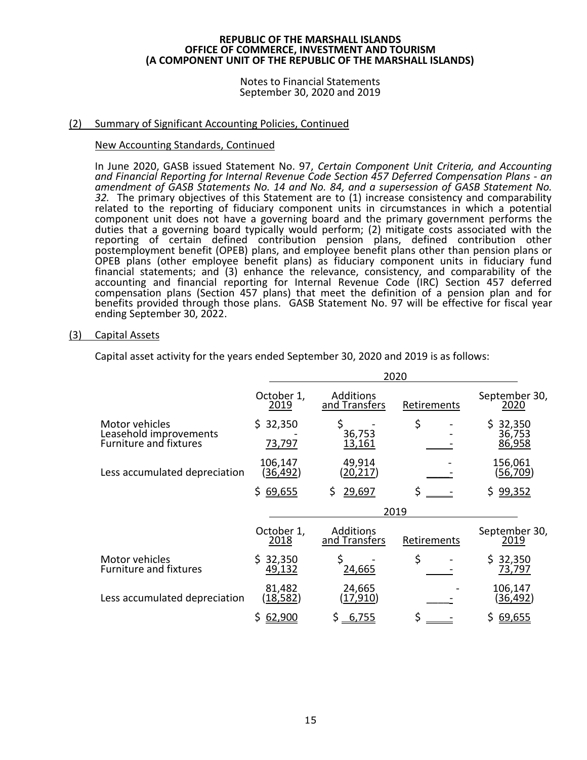(2) Summary of Significant Accounting Policies, Continued

New Accounting Standards, Continued

In June 2020, GASB issued Statement No. 97, *Certain Component Unit Criteria, and Accounting and Financial Reporting for Internal Revenue Code Section 457 Deferred Compensation Plans - an amendment of GASB Statements No. 14 and No. 84, and a supersession of GASB Statement No. 32.* The primary objectives of this Statement are to (1) increase consistency and comparability related to the reporting of fiduciary component units in circumstances in which a potential component unit does not have a governing board and the primary government performs the duties that a governing board typically would perform; (2) mitigate costs associated with the reporting of certain defined contribution pension plans, defined contribution other postemployment benefit (OPEB) plans, and employee benefit plans other than pension plans or OPEB plans (other employee benefit plans) as fiduciary component units in fiduciary fund financial statements; and (3) enhance the relevance, consistency, and comparability of the accounting and financial reporting for Internal Revenue Code (IRC) Section 457 deferred compensation plans (Section 457 plans) that meet the definition of a pension plan and for benefits provided through those plans. GASB Statement No. 97 will be effective for fiscal year ending September 30, 2022.

(3) Capital Assets

Capital asset activity for the years ended September 30, 2020 and 2019 is as follows:

| | 2020 | | | |
|---|---|---|---|---|
| | October 1, 2019 | Additions and Transfers | Retirements | September 30, 2020 |
| Motor vehicles | $ 32,350 | $ - | $ - | $ 32,350 |
| Leasehold improvements | - | 36,753 | - | 36,753 |
| Furniture and fixtures | 73,797 | 13,161 | - | 86,958 |
| | 106,147 | 49,914 | - | 156,061 |
| Less accumulated depreciation | (36,492) | (20,217) | - | (56,709) |
| | $ 69,655 | $ 29,697 | $ - | $ 99,352 |

| | 2019 | | | |
|---|---|---|---|---|
| | October 1, 2018 | Additions and Transfers | Retirements | September 30, 2019 |
| Motor vehicles | $ 32,350 | $ - | $ - | $ 32,350 |
| Furniture and fixtures | 49,132 | 24,665 | - | 73,797 |
| | 81,482 | 24,665 | - | 106,147 |
| Less accumulated depreciation | (18,582) | (17,910) | - | (36,492) |
| | $ 62,900 | $ 6,755 | $ - | $ 69,655 |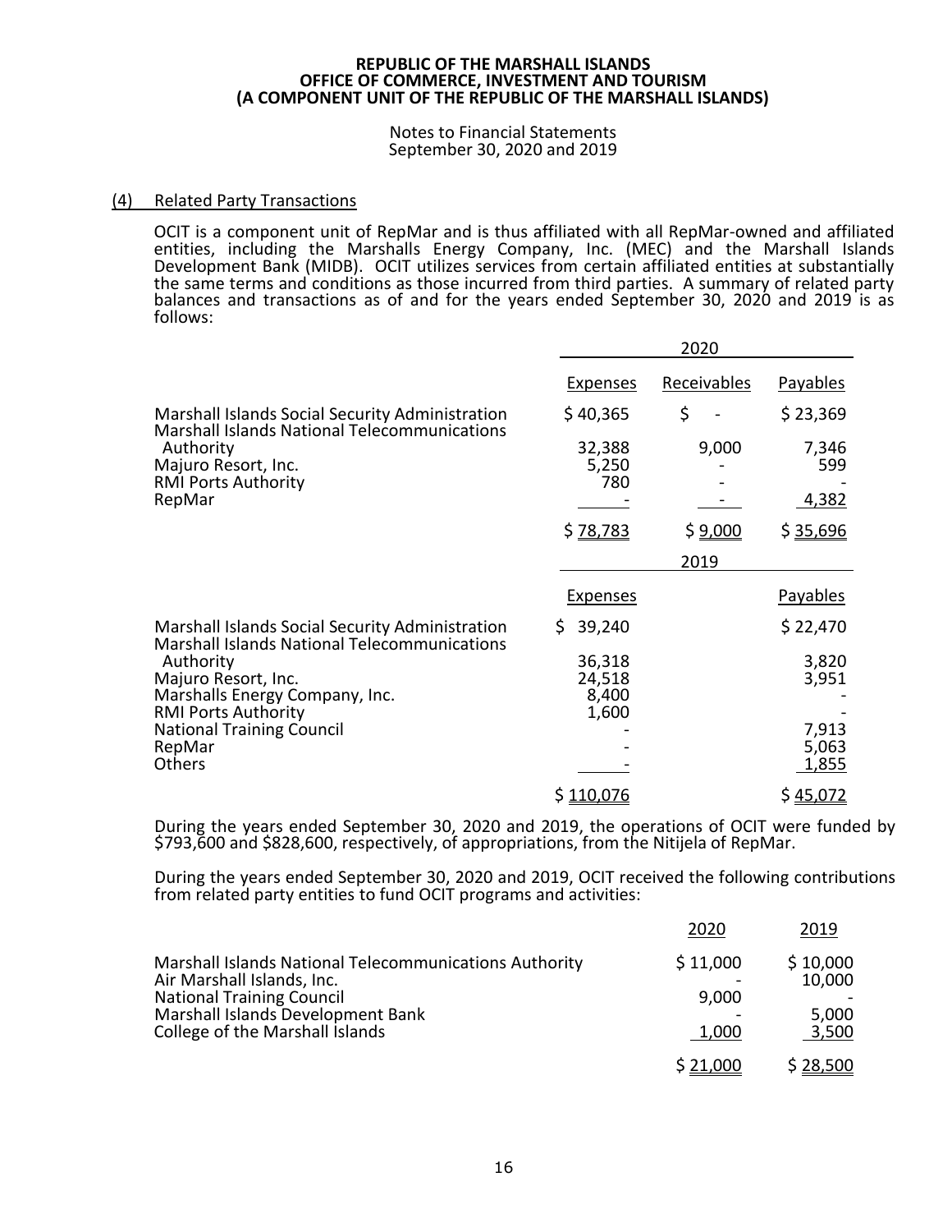### (4) Related Party Transactions

OCIT is a component unit of RepMar and is thus affiliated with all RepMar-owned and affiliated entities, including the Marshalls Energy Company, Inc. (MEC) and the Marshall Islands Development Bank (MIDB). OCIT utilizes services from certain affiliated entities at substantially the same terms and conditions as those incurred from third parties. A summary of related party balances and transactions as of and for the years ended September 30, 2020 and 2019 is as follows:

| | 2020 | | |
|---|---|---|---|
| | Expenses | Receivables | Payables |
| Marshall Islands Social Security Administration | $ 40,365 | $ - | $ 23,369 |
| Marshall Islands National Telecommunications Authority | 32,388 | 9,000 | 7,346 |
| Majuro Resort, Inc. | 5,250 | - | 599 |
| RMI Ports Authority | 780 | - | - |
| RepMar | - | - | 4,382 |
| | $ 78,783 | $ 9,000 | $ 35,696 |

| | 2019 | |
|---|---|---|
| | Expenses | Payables |
| Marshall Islands Social Security Administration | $ 39,240 | $ 22,470 |
| Marshall Islands National Telecommunications Authority | 36,318 | 3,820 |
| Majuro Resort, Inc. | 24,518 | 3,951 |
| Marshalls Energy Company, Inc. | 8,400 | - |
| RMI Ports Authority | 1,600 | - |
| National Training Council | - | 7,913 |
| RepMar | - | 5,063 |
| Others | - | 1,855 |
| | $ 110,076 | $ 45,072 |

During the years ended September 30, 2020 and 2019, the operations of OCIT were funded by $793,600 and $828,600, respectively, of appropriations, from the Nitijela of RepMar.

During the years ended September 30, 2020 and 2019, OCIT received the following contributions from related party entities to fund OCIT programs and activities:

| | 2020 | 2019 |
|---|---|---|
| Marshall Islands National Telecommunications Authority | $ 11,000 | $ 10,000 |
| Air Marshall Islands, Inc. | - | 10,000 |
| National Training Council | 9,000 | - |
| Marshall Islands Development Bank | - | 5,000 |
| College of the Marshall Islands | 1,000 | 3,500 |
| | $ 21,000 | $ 28,500 |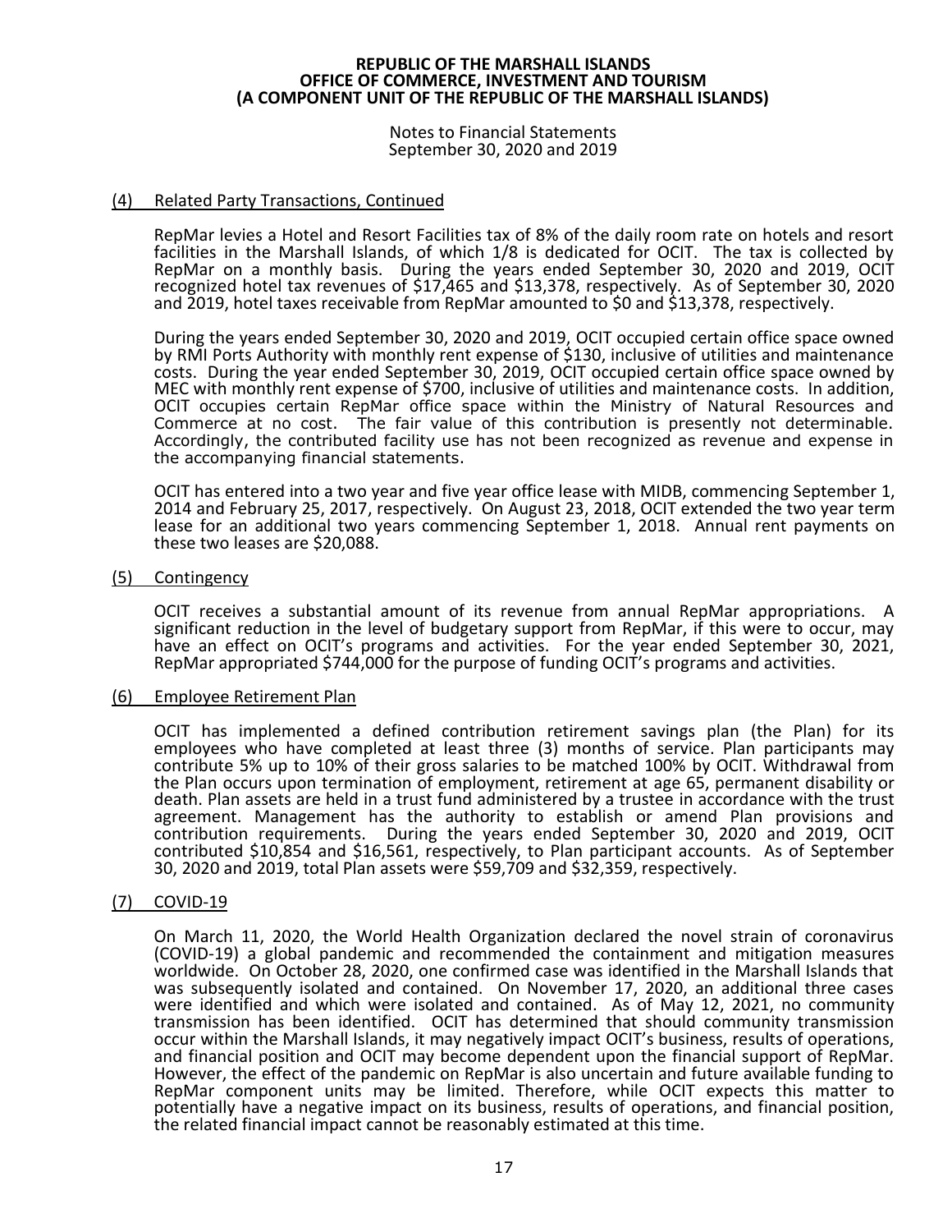# REPUBLIC OF THE MARSHALL ISLANDS
# OFFICE OF COMMERCE, INVESTMENT AND TOURISM
# (A COMPONENT UNIT OF THE REPUBLIC OF THE MARSHALL ISLANDS)

Notes to Financial Statements
September 30, 2020 and 2019

## (4) Related Party Transactions, Continued

RepMar levies a Hotel and Resort Facilities tax of 8% of the daily room rate on hotels and resort facilities in the Marshall Islands, of which 1/8 is dedicated for OCIT. The tax is collected by RepMar on a monthly basis. During the years ended September 30, 2020 and 2019, OCIT recognized hotel tax revenues of $17,465 and $13,378, respectively. As of September 30, 2020 and 2019, hotel taxes receivable from RepMar amounted to $0 and $13,378, respectively.

During the years ended September 30, 2020 and 2019, OCIT occupied certain office space owned by RMI Ports Authority with monthly rent expense of $130, inclusive of utilities and maintenance costs. During the year ended September 30, 2019, OCIT occupied certain office space owned by MEC with monthly rent expense of $700, inclusive of utilities and maintenance costs. In addition, OCIT occupies certain RepMar office space within the Ministry of Natural Resources and Commerce at no cost. The fair value of this contribution is presently not determinable. Accordingly, the contributed facility use has not been recognized as revenue and expense in the accompanying financial statements.

OCIT has entered into a two year and five year office lease with MIDB, commencing September 1, 2014 and February 25, 2017, respectively. On August 23, 2018, OCIT extended the two year term lease for an additional two years commencing September 1, 2018. Annual rent payments on these two leases are $20,088.

## (5) Contingency

OCIT receives a substantial amount of its revenue from annual RepMar appropriations. A significant reduction in the level of budgetary support from RepMar, if this were to occur, may have an effect on OCIT's programs and activities. For the year ended September 30, 2021, RepMar appropriated $744,000 for the purpose of funding OCIT's programs and activities.

## (6) Employee Retirement Plan

OCIT has implemented a defined contribution retirement savings plan (the Plan) for its employees who have completed at least three (3) months of service. Plan participants may contribute 5% up to 10% of their gross salaries to be matched 100% by OCIT. Withdrawal from the Plan occurs upon termination of employment, retirement at age 65, permanent disability or death. Plan assets are held in a trust fund administered by a trustee in accordance with the trust agreement. Management has the authority to establish or amend Plan provisions and contribution requirements. During the years ended September 30, 2020 and 2019, OCIT contributed $10,854 and $16,561, respectively, to Plan participant accounts. As of September 30, 2020 and 2019, total Plan assets were $59,709 and $32,359, respectively.

## (7) COVID-19

On March 11, 2020, the World Health Organization declared the novel strain of coronavirus (COVID-19) a global pandemic and recommended the containment and mitigation measures worldwide. On October 28, 2020, one confirmed case was identified in the Marshall Islands that was subsequently isolated and contained. On November 17, 2020, an additional three cases were identified and which were isolated and contained. As of May 12, 2021, no community transmission has been identified. OCIT has determined that should community transmission occur within the Marshall Islands, it may negatively impact OCIT's business, results of operations, and financial position and OCIT may become dependent upon the financial support of RepMar. However, the effect of the pandemic on RepMar is also uncertain and future available funding to RepMar component units may be limited. Therefore, while OCIT expects this matter to potentially have a negative impact on its business, results of operations, and financial position, the related financial impact cannot be reasonably estimated at this time.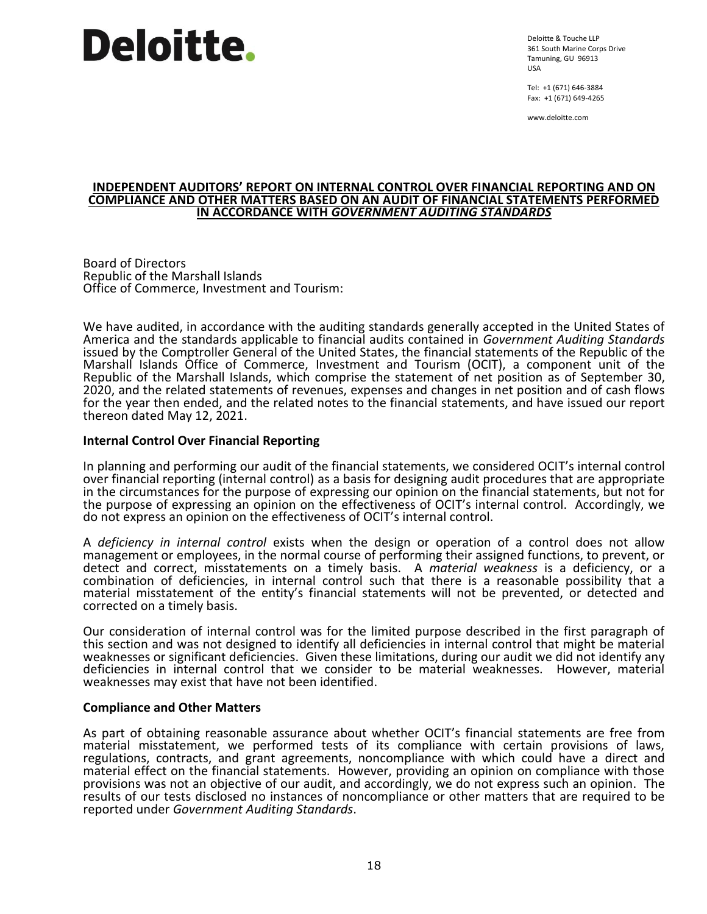# Deloitte.

Deloitte & Touche LLP
361 South Marine Corps Drive
Tamuning, GU 96913
USA

Tel: +1 (671) 646-3884
Fax: +1 (671) 649-4265

www.deloitte.com

## INDEPENDENT AUDITORS' REPORT ON INTERNAL CONTROL OVER FINANCIAL REPORTING AND ON COMPLIANCE AND OTHER MATTERS BASED ON AN AUDIT OF FINANCIAL STATEMENTS PERFORMED IN ACCORDANCE WITH *GOVERNMENT AUDITING STANDARDS*

Board of Directors
Republic of the Marshall Islands
Office of Commerce, Investment and Tourism:

We have audited, in accordance with the auditing standards generally accepted in the United States of America and the standards applicable to financial audits contained in *Government Auditing Standards* issued by the Comptroller General of the United States, the financial statements of the Republic of the Marshall Islands Office of Commerce, Investment and Tourism (OCIT), a component unit of the Republic of the Marshall Islands, which comprise the statement of net position as of September 30, 2020, and the related statements of revenues, expenses and changes in net position and of cash flows for the year then ended, and the related notes to the financial statements, and have issued our report thereon dated May 12, 2021.

### Internal Control Over Financial Reporting

In planning and performing our audit of the financial statements, we considered OCIT's internal control over financial reporting (internal control) as a basis for designing audit procedures that are appropriate in the circumstances for the purpose of expressing our opinion on the financial statements, but not for the purpose of expressing an opinion on the effectiveness of OCIT's internal control. Accordingly, we do not express an opinion on the effectiveness of OCIT's internal control.

A *deficiency in internal control* exists when the design or operation of a control does not allow management or employees, in the normal course of performing their assigned functions, to prevent, or detect and correct, misstatements on a timely basis. A *material weakness* is a deficiency, or a combination of deficiencies, in internal control such that there is a reasonable possibility that a material misstatement of the entity's financial statements will not be prevented, or detected and corrected on a timely basis.

Our consideration of internal control was for the limited purpose described in the first paragraph of this section and was not designed to identify all deficiencies in internal control that might be material weaknesses or significant deficiencies. Given these limitations, during our audit we did not identify any deficiencies in internal control that we consider to be material weaknesses. However, material weaknesses may exist that have not been identified.

### Compliance and Other Matters

As part of obtaining reasonable assurance about whether OCIT's financial statements are free from material misstatement, we performed tests of its compliance with certain provisions of laws, regulations, contracts, and grant agreements, noncompliance with which could have a direct and material effect on the financial statements. However, providing an opinion on compliance with those provisions was not an objective of our audit, and accordingly, we do not express such an opinion. The results of our tests disclosed no instances of noncompliance or other matters that are required to be reported under *Government Auditing Standards*.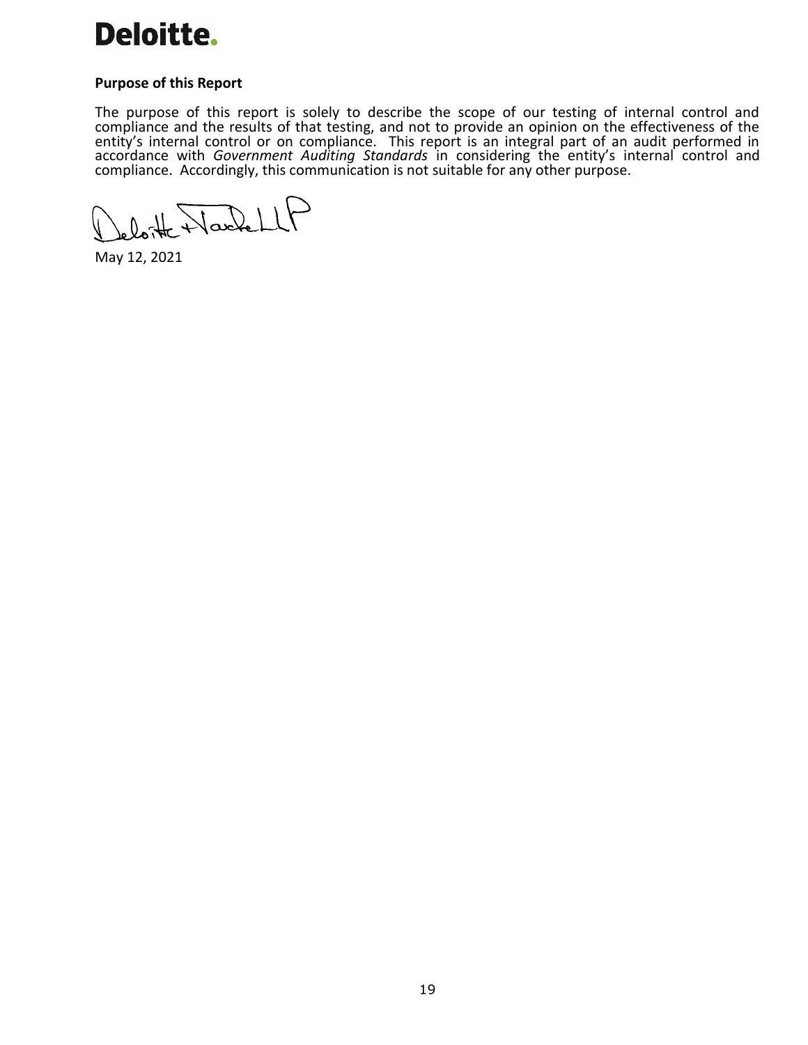**Purpose of this Report**

The purpose of this report is solely to describe the scope of our testing of internal control and compliance and the results of that testing, and not to provide an opinion on the effectiveness of the entity's internal control or on compliance. This report is an integral part of an audit performed in accordance with *Government Auditing Standards* in considering the entity's internal control and compliance. Accordingly, this communication is not suitable for any other purpose.

Deloitte & Touche LLP

May 12, 2021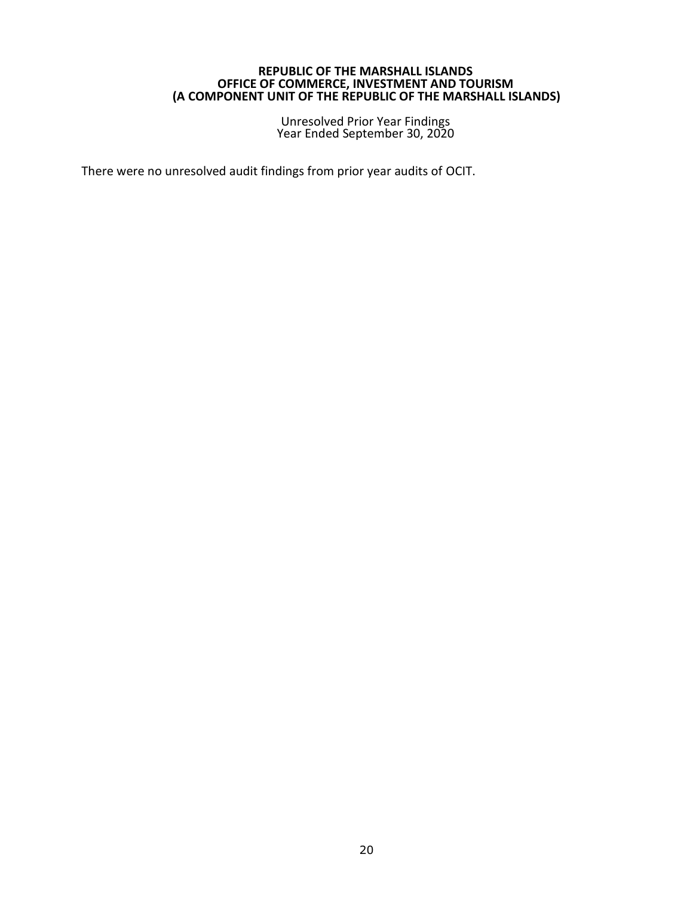**REPUBLIC OF THE MARSHALL ISLANDS**
**OFFICE OF COMMERCE, INVESTMENT AND TOURISM**
**(A COMPONENT UNIT OF THE REPUBLIC OF THE MARSHALL ISLANDS)**

Unresolved Prior Year Findings
Year Ended September 30, 2020

There were no unresolved audit findings from prior year audits of OCIT.